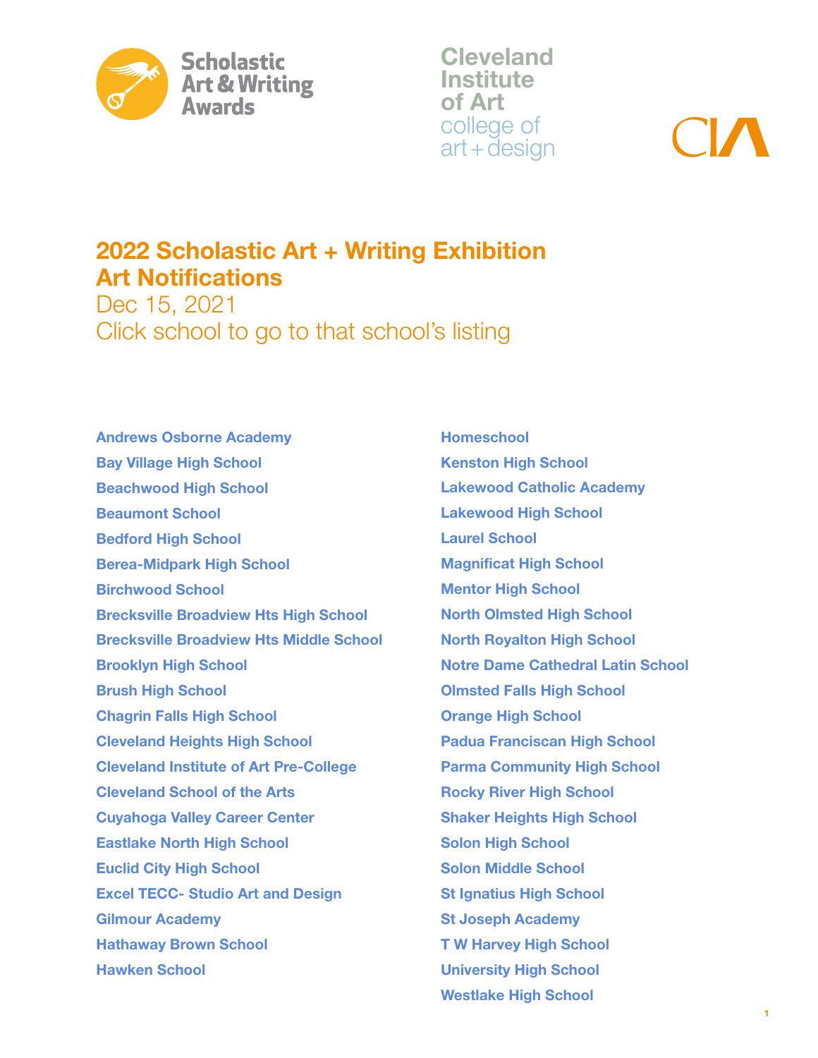Scholastic Art & Writing Awards

Cleveland Institute of Art
college of art + design

CIA

# 2022 Scholastic Art + Writing Exhibition
# Art Notifications

Dec 15, 2021

Click school to go to that school's listing

- **Andrews Osborne Academy**
- **Bay Village High School**
- **Beachwood High School**
- **Beaumont School**
- **Bedford High School**
- **Berea-Midpark High School**
- **Birchwood School**
- **Brecksville Broadview Hts High School**
- **Brecksville Broadview Hts Middle School**
- **Brooklyn High School**
- **Brush High School**
- **Chagrin Falls High School**
- **Cleveland Heights High School**
- **Cleveland Institute of Art Pre-College**
- **Cleveland School of the Arts**
- **Cuyahoga Valley Career Center**
- **Eastlake North High School**
- **Euclid City High School**
- **Excel TECC- Studio Art and Design**
- **Gilmour Academy**
- **Hathaway Brown School**
- **Hawken School**
- **Homeschool**
- **Kenston High School**
- **Lakewood Catholic Academy**
- **Lakewood High School**
- **Laurel School**
- **Magnificat High School**
- **Mentor High School**
- **North Olmsted High School**
- **North Royalton High School**
- **Notre Dame Cathedral Latin School**
- **Olmsted Falls High School**
- **Orange High School**
- **Padua Franciscan High School**
- **Parma Community High School**
- **Rocky River High School**
- **Shaker Heights High School**
- **Solon High School**
- **Solon Middle School**
- **St Ignatius High School**
- **St Joseph Academy**
- **T W Harvey High School**
- **University High School**
- **Westlake High School**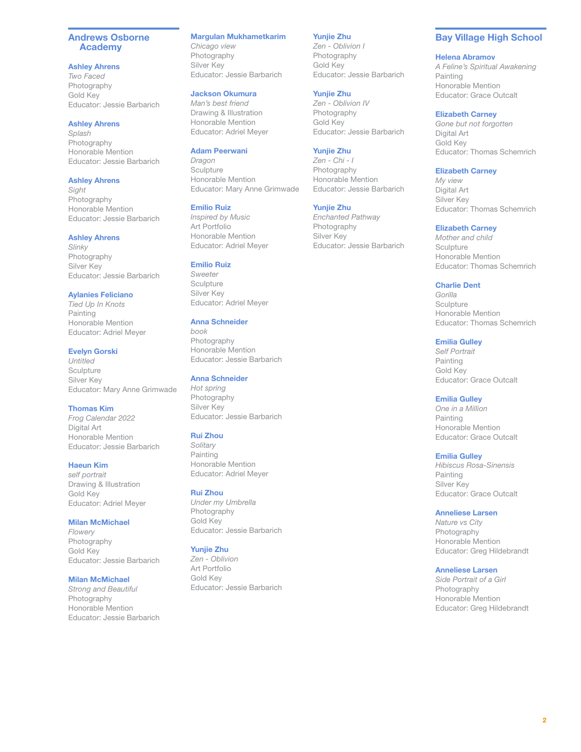## Andrews Osborne Academy

**Ashley Ahrens**
*Two Faced*
Photography
Gold Key
Educator: Jessie Barbarich

**Ashley Ahrens**
*Splash*
Photography
Honorable Mention
Educator: Jessie Barbarich

**Ashley Ahrens**
*Sight*
Photography
Honorable Mention
Educator: Jessie Barbarich

**Ashley Ahrens**
*Slinky*
Photography
Silver Key
Educator: Jessie Barbarich

**Aylanies Feliciano**
*Tied Up In Knots*
Painting
Honorable Mention
Educator: Adriel Meyer

**Evelyn Gorski**
*Untitled*
Sculpture
Silver Key
Educator: Mary Anne Grimwade

**Thomas Kim**
*Frog Calendar 2022*
Digital Art
Honorable Mention
Educator: Jessie Barbarich

**Haeun Kim**
*self portrait*
Drawing & Illustration
Gold Key
Educator: Adriel Meyer

**Milan McMichael**
*Flowery*
Photography
Gold Key
Educator: Jessie Barbarich

**Milan McMichael**
*Strong and Beautiful*
Photography
Honorable Mention
Educator: Jessie Barbarich

**Margulan Mukhametkarim**
*Chicago view*
Photography
Silver Key
Educator: Jessie Barbarich

**Jackson Okumura**
*Man's best friend*
Drawing & Illustration
Honorable Mention
Educator: Adriel Meyer

**Adam Peerwani**
*Dragon*
Sculpture
Honorable Mention
Educator: Mary Anne Grimwade

**Emilio Ruiz**
*Inspired by Music*
Art Portfolio
Honorable Mention
Educator: Adriel Meyer

**Emilio Ruiz**
*Sweeter*
Sculpture
Silver Key
Educator: Adriel Meyer

**Anna Schneider**
*book*
Photography
Honorable Mention
Educator: Jessie Barbarich

**Anna Schneider**
*Hot spring*
Photography
Silver Key
Educator: Jessie Barbarich

**Rui Zhou**
*Solitary*
Painting
Honorable Mention
Educator: Adriel Meyer

**Rui Zhou**
*Under my Umbrella*
Photography
Gold Key
Educator: Jessie Barbarich

**Yunjie Zhu**
*Zen - Oblivion*
Art Portfolio
Gold Key
Educator: Jessie Barbarich

**Yunjie Zhu**
*Zen - Oblivion I*
Photography
Gold Key
Educator: Jessie Barbarich

**Yunjie Zhu**
*Zen - Oblivion IV*
Photography
Gold Key
Educator: Jessie Barbarich

**Yunjie Zhu**
*Zen - Chi - I*
Photography
Honorable Mention
Educator: Jessie Barbarich

**Yunjie Zhu**
*Enchanted Pathway*
Photography
Silver Key
Educator: Jessie Barbarich

## Bay Village High School

**Helena Abramov**
*A Feline's Spiritual Awakening*
Painting
Honorable Mention
Educator: Grace Outcalt

**Elizabeth Carney**
*Gone but not forgotten*
Digital Art
Gold Key
Educator: Thomas Schemrich

**Elizabeth Carney**
*My view*
Digital Art
Silver Key
Educator: Thomas Schemrich

**Elizabeth Carney**
*Mother and child*
Sculpture
Honorable Mention
Educator: Thomas Schemrich

**Charlie Dent**
*Gorilla*
Sculpture
Honorable Mention
Educator: Thomas Schemrich

**Emilia Gulley**
*Self Portrait*
Painting
Gold Key
Educator: Grace Outcalt

**Emilia Gulley**
*One in a Million*
Painting
Honorable Mention
Educator: Grace Outcalt

**Emilia Gulley**
*Hibiscus Rosa-Sinensis*
Painting
Silver Key
Educator: Grace Outcalt

**Anneliese Larsen**
*Nature vs City*
Photography
Honorable Mention
Educator: Greg Hildebrandt

**Anneliese Larsen**
*Side Portrait of a Girl*
Photography
Honorable Mention
Educator: Greg Hildebrandt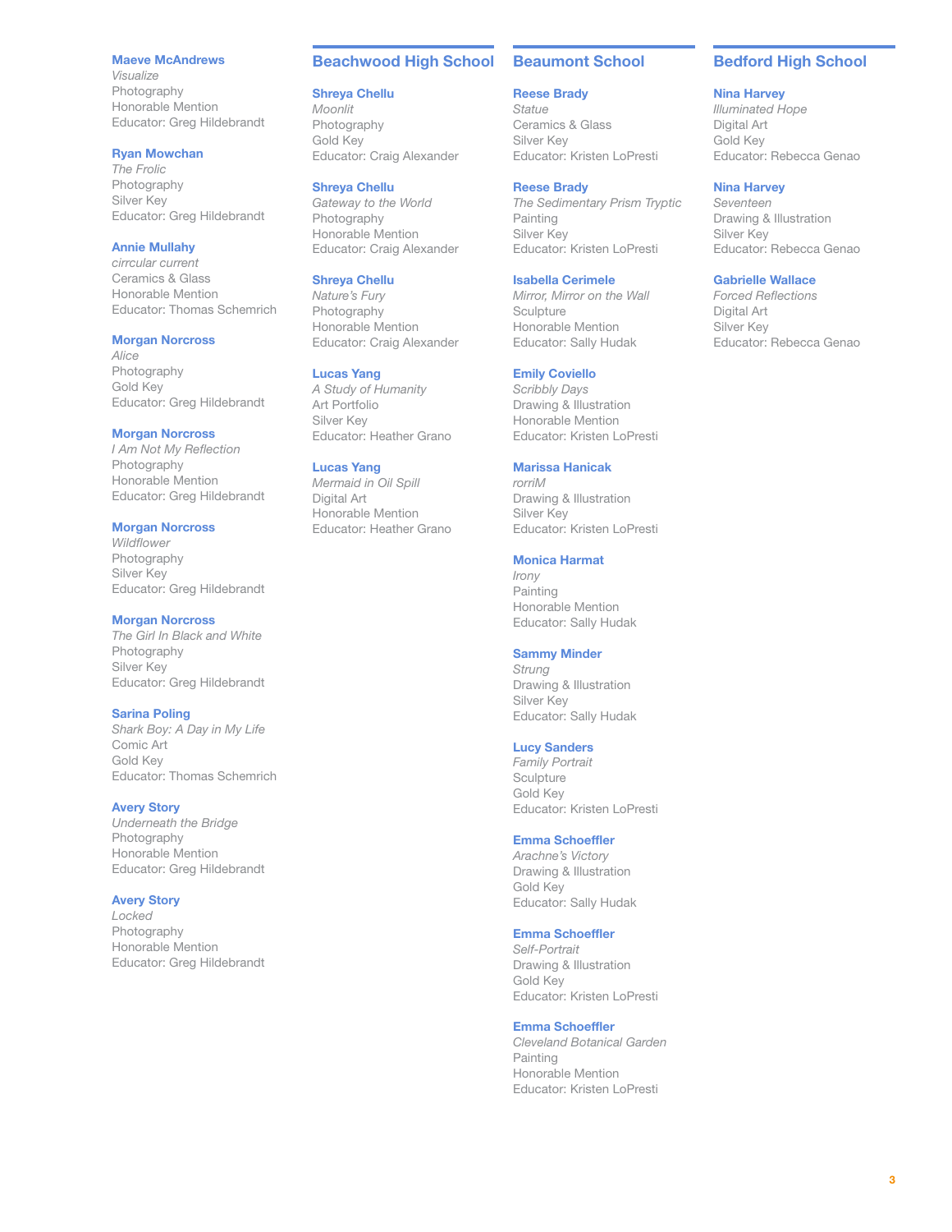**Maeve McAndrews**
*Visualize*
Photography
Honorable Mention
Educator: Greg Hildebrandt

**Ryan Mowchan**
*The Frolic*
Photography
Silver Key
Educator: Greg Hildebrandt

**Annie Mullahy**
*cirrcular current*
Ceramics & Glass
Honorable Mention
Educator: Thomas Schemrich

**Morgan Norcross**
*Alice*
Photography
Gold Key
Educator: Greg Hildebrandt

**Morgan Norcross**
*I Am Not My Reflection*
Photography
Honorable Mention
Educator: Greg Hildebrandt

**Morgan Norcross**
*Wildflower*
Photography
Silver Key
Educator: Greg Hildebrandt

**Morgan Norcross**
*The Girl In Black and White*
Photography
Silver Key
Educator: Greg Hildebrandt

**Sarina Poling**
*Shark Boy: A Day in My Life*
Comic Art
Gold Key
Educator: Thomas Schemrich

**Avery Story**
*Underneath the Bridge*
Photography
Honorable Mention
Educator: Greg Hildebrandt

**Avery Story**
*Locked*
Photography
Honorable Mention
Educator: Greg Hildebrandt

## Beachwood High School

**Shreya Chellu**
*Moonlit*
Photography
Gold Key
Educator: Craig Alexander

**Shreya Chellu**
*Gateway to the World*
Photography
Honorable Mention
Educator: Craig Alexander

**Shreya Chellu**
*Nature's Fury*
Photography
Honorable Mention
Educator: Craig Alexander

**Lucas Yang**
*A Study of Humanity*
Art Portfolio
Silver Key
Educator: Heather Grano

**Lucas Yang**
*Mermaid in Oil Spill*
Digital Art
Honorable Mention
Educator: Heather Grano

## Beaumont School

**Reese Brady**
*Statue*
Ceramics & Glass
Silver Key
Educator: Kristen LoPresti

**Reese Brady**
*The Sedimentary Prism Tryptic*
Painting
Silver Key
Educator: Kristen LoPresti

**Isabella Cerimele**
*Mirror, Mirror on the Wall*
Sculpture
Honorable Mention
Educator: Sally Hudak

**Emily Coviello**
*Scribbly Days*
Drawing & Illustration
Honorable Mention
Educator: Kristen LoPresti

**Marissa Hanicak**
*rorriM*
Drawing & Illustration
Silver Key
Educator: Kristen LoPresti

**Monica Harmat**
*Irony*
Painting
Honorable Mention
Educator: Sally Hudak

**Sammy Minder**
*Strung*
Drawing & Illustration
Silver Key
Educator: Sally Hudak

**Lucy Sanders**
*Family Portrait*
Sculpture
Gold Key
Educator: Kristen LoPresti

**Emma Schoeffler**
*Arachne's Victory*
Drawing & Illustration
Gold Key
Educator: Sally Hudak

**Emma Schoeffler**
*Self-Portrait*
Drawing & Illustration
Gold Key
Educator: Kristen LoPresti

**Emma Schoeffler**
*Cleveland Botanical Garden*
Painting
Honorable Mention
Educator: Kristen LoPresti

## Bedford High School

**Nina Harvey**
*Illuminated Hope*
Digital Art
Gold Key
Educator: Rebecca Genao

**Nina Harvey**
*Seventeen*
Drawing & Illustration
Silver Key
Educator: Rebecca Genao

**Gabrielle Wallace**
*Forced Reflections*
Digital Art
Silver Key
Educator: Rebecca Genao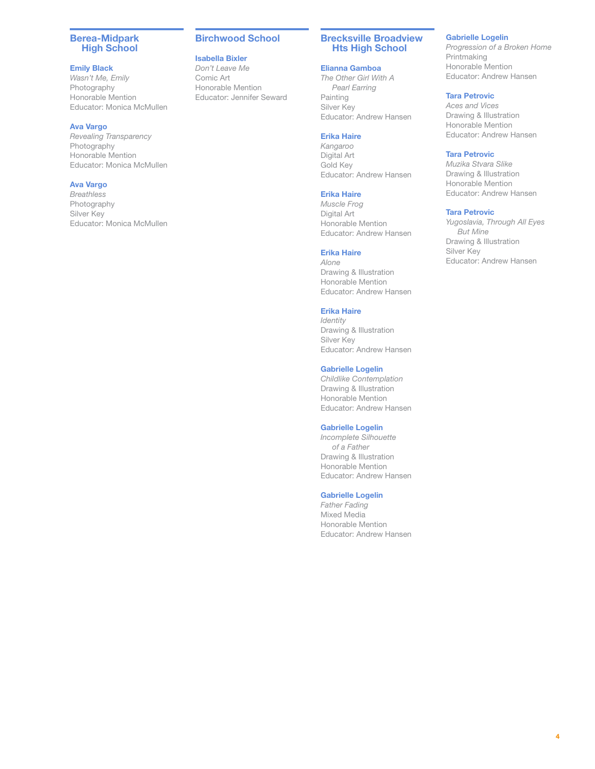## Berea-Midpark High School

**Emily Black**
*Wasn't Me, Emily*
Photography
Honorable Mention
Educator: Monica McMullen

**Ava Vargo**
*Revealing Transparency*
Photography
Honorable Mention
Educator: Monica McMullen

**Ava Vargo**
*Breathless*
Photography
Silver Key
Educator: Monica McMullen

## Birchwood School

**Isabella Bixler**
*Don't Leave Me*
Comic Art
Honorable Mention
Educator: Jennifer Seward

## Brecksville Broadview Hts High School

**Elianna Gamboa**
*The Other Girl With A Pearl Earring*
Painting
Silver Key
Educator: Andrew Hansen

**Erika Haire**
*Kangaroo*
Digital Art
Gold Key
Educator: Andrew Hansen

**Erika Haire**
*Muscle Frog*
Digital Art
Honorable Mention
Educator: Andrew Hansen

**Erika Haire**
*Alone*
Drawing & Illustration
Honorable Mention
Educator: Andrew Hansen

**Erika Haire**
*Identity*
Drawing & Illustration
Silver Key
Educator: Andrew Hansen

**Gabrielle Logelin**
*Childlike Contemplation*
Drawing & Illustration
Honorable Mention
Educator: Andrew Hansen

**Gabrielle Logelin**
*Incomplete Silhouette of a Father*
Drawing & Illustration
Honorable Mention
Educator: Andrew Hansen

**Gabrielle Logelin**
*Father Fading*
Mixed Media
Honorable Mention
Educator: Andrew Hansen

**Gabrielle Logelin**
*Progression of a Broken Home*
Printmaking
Honorable Mention
Educator: Andrew Hansen

**Tara Petrovic**
*Aces and Vices*
Drawing & Illustration
Honorable Mention
Educator: Andrew Hansen

**Tara Petrovic**
*Muzika Stvara Slike*
Drawing & Illustration
Honorable Mention
Educator: Andrew Hansen

**Tara Petrovic**
*Yugoslavia, Through All Eyes But Mine*
Drawing & Illustration
Silver Key
Educator: Andrew Hansen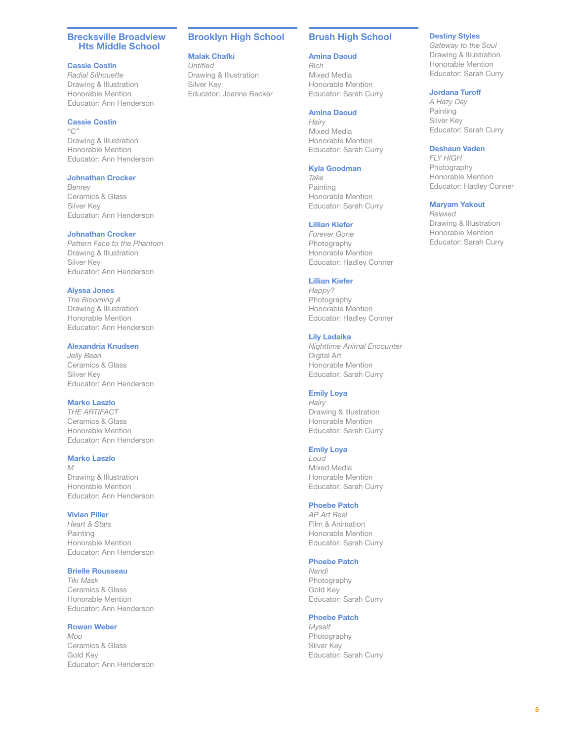## Brecksville Broadview Hts Middle School

**Cassie Costin**
*Radial Silhouette*
Drawing & Illustration
Honorable Mention
Educator: Ann Henderson

**Cassie Costin**
*"C"*
Drawing & Illustration
Honorable Mention
Educator: Ann Henderson

**Johnathan Crocker**
*Benrey*
Ceramics & Glass
Silver Key
Educator: Ann Henderson

**Johnathan Crocker**
*Pattern Face to the Phantom*
Drawing & Illustration
Silver Key
Educator: Ann Henderson

**Alyssa Jones**
*The Blooming A*
Drawing & Illustration
Honorable Mention
Educator: Ann Henderson

**Alexandria Knudsen**
*Jelly Bean*
Ceramics & Glass
Silver Key
Educator: Ann Henderson

**Marko Laszlo**
*THE ARTIFACT*
Ceramics & Glass
Honorable Mention
Educator: Ann Henderson

**Marko Laszlo**
*M*
Drawing & Illustration
Honorable Mention
Educator: Ann Henderson

**Vivian Piller**
*Heart & Stars*
Painting
Honorable Mention
Educator: Ann Henderson

**Brielle Rousseau**
*Tiki Mask*
Ceramics & Glass
Honorable Mention
Educator: Ann Henderson

**Rowan Weber**
*Moo*
Ceramics & Glass
Gold Key
Educator: Ann Henderson

## Brooklyn High School

**Malak Chafki**
*Untitled*
Drawing & Illustration
Silver Key
Educator: Joanne Becker

## Brush High School

**Amina Daoud**
*Rich*
Mixed Media
Honorable Mention
Educator: Sarah Curry

**Amina Daoud**
*Hairy*
Mixed Media
Honorable Mention
Educator: Sarah Curry

**Kyla Goodman**
*Take*
Painting
Honorable Mention
Educator: Sarah Curry

**Lillian Kiefer**
*Forever Gone*
Photography
Honorable Mention
Educator: Hadley Conner

**Lillian Kiefer**
*Happy?*
Photography
Honorable Mention
Educator: Hadley Conner

**Lily Ladaika**
*Nighttime Animal Encounter*
Digital Art
Honorable Mention
Educator: Sarah Curry

**Emily Loya**
*Hairy*
Drawing & Illustration
Honorable Mention
Educator: Sarah Curry

**Emily Loya**
*Loud*
Mixed Media
Honorable Mention
Educator: Sarah Curry

**Phoebe Patch**
*AP Art Reel*
Film & Animation
Honorable Mention
Educator: Sarah Curry

**Phoebe Patch**
*Nandi*
Photography
Gold Key
Educator: Sarah Curry

**Phoebe Patch**
*Myself*
Photography
Silver Key
Educator: Sarah Curry

**Destiny Styles**
*Gateway to the Soul*
Drawing & Illustration
Honorable Mention
Educator: Sarah Curry

**Jordana Turoff**
*A Hazy Day*
Painting
Silver Key
Educator: Sarah Curry

**Deshaun Vaden**
*FLY HIGH*
Photography
Honorable Mention
Educator: Hadley Conner

**Maryam Yakout**
*Relaxed*
Drawing & Illustration
Honorable Mention
Educator: Sarah Curry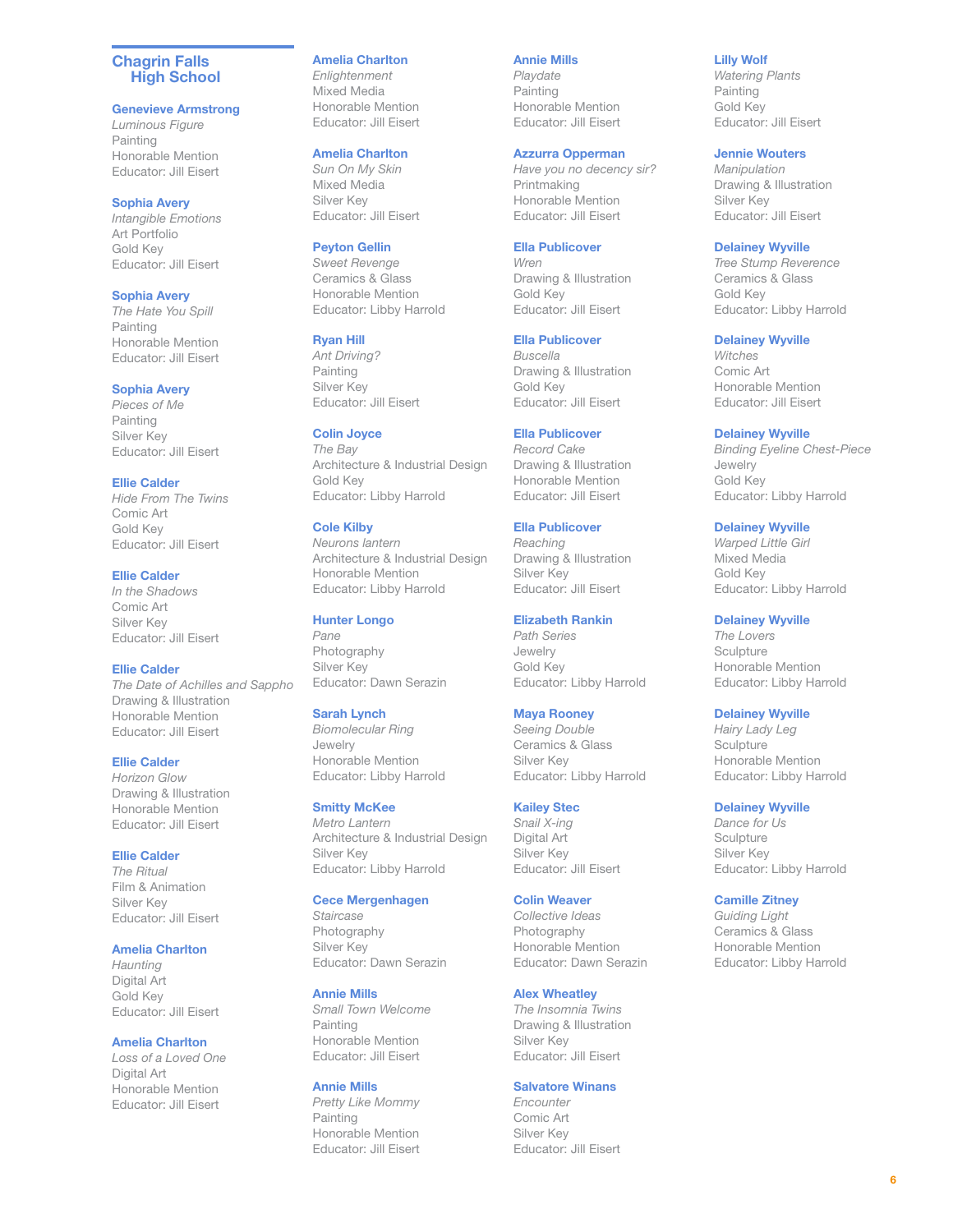## Chagrin Falls High School

**Genevieve Armstrong**
*Luminous Figure*
Painting
Honorable Mention
Educator: Jill Eisert

**Sophia Avery**
*Intangible Emotions*
Art Portfolio
Gold Key
Educator: Jill Eisert

**Sophia Avery**
*The Hate You Spill*
Painting
Honorable Mention
Educator: Jill Eisert

**Sophia Avery**
*Pieces of Me*
Painting
Silver Key
Educator: Jill Eisert

**Ellie Calder**
*Hide From The Twins*
Comic Art
Gold Key
Educator: Jill Eisert

**Ellie Calder**
*In the Shadows*
Comic Art
Silver Key
Educator: Jill Eisert

**Ellie Calder**
*The Date of Achilles and Sappho*
Drawing & Illustration
Honorable Mention
Educator: Jill Eisert

**Ellie Calder**
*Horizon Glow*
Drawing & Illustration
Honorable Mention
Educator: Jill Eisert

**Ellie Calder**
*The Ritual*
Film & Animation
Silver Key
Educator: Jill Eisert

**Amelia Charlton**
*Haunting*
Digital Art
Gold Key
Educator: Jill Eisert

**Amelia Charlton**
*Loss of a Loved One*
Digital Art
Honorable Mention
Educator: Jill Eisert

**Amelia Charlton**
*Enlightenment*
Mixed Media
Honorable Mention
Educator: Jill Eisert

**Amelia Charlton**
*Sun On My Skin*
Mixed Media
Silver Key
Educator: Jill Eisert

**Peyton Gellin**
*Sweet Revenge*
Ceramics & Glass
Honorable Mention
Educator: Libby Harrold

**Ryan Hill**
*Ant Driving?*
Painting
Silver Key
Educator: Jill Eisert

**Colin Joyce**
*The Bay*
Architecture & Industrial Design
Gold Key
Educator: Libby Harrold

**Cole Kilby**
*Neurons lantern*
Architecture & Industrial Design
Honorable Mention
Educator: Libby Harrold

**Hunter Longo**
*Pane*
Photography
Silver Key
Educator: Dawn Serazin

**Sarah Lynch**
*Biomolecular Ring*
Jewelry
Honorable Mention
Educator: Libby Harrold

**Smitty McKee**
*Metro Lantern*
Architecture & Industrial Design
Silver Key
Educator: Libby Harrold

**Cece Mergenhagen**
*Staircase*
Photography
Silver Key
Educator: Dawn Serazin

**Annie Mills**
*Small Town Welcome*
Painting
Honorable Mention
Educator: Jill Eisert

**Annie Mills**
*Pretty Like Mommy*
Painting
Honorable Mention
Educator: Jill Eisert

**Annie Mills**
*Playdate*
Painting
Honorable Mention
Educator: Jill Eisert

**Azzurra Opperman**
*Have you no decency sir?*
Printmaking
Honorable Mention
Educator: Jill Eisert

**Ella Publicover**
*Wren*
Drawing & Illustration
Gold Key
Educator: Jill Eisert

**Ella Publicover**
*Buscella*
Drawing & Illustration
Gold Key
Educator: Jill Eisert

**Ella Publicover**
*Record Cake*
Drawing & Illustration
Honorable Mention
Educator: Jill Eisert

**Ella Publicover**
*Reaching*
Drawing & Illustration
Silver Key
Educator: Jill Eisert

**Elizabeth Rankin**
*Path Series*
Jewelry
Gold Key
Educator: Libby Harrold

**Maya Rooney**
*Seeing Double*
Ceramics & Glass
Silver Key
Educator: Libby Harrold

**Kailey Stec**
*Snail X-ing*
Digital Art
Silver Key
Educator: Jill Eisert

**Colin Weaver**
*Collective Ideas*
Photography
Honorable Mention
Educator: Dawn Serazin

**Alex Wheatley**
*The Insomnia Twins*
Drawing & Illustration
Silver Key
Educator: Jill Eisert

**Salvatore Winans**
*Encounter*
Comic Art
Silver Key
Educator: Jill Eisert

**Lilly Wolf**
*Watering Plants*
Painting
Gold Key
Educator: Jill Eisert

**Jennie Wouters**
*Manipulation*
Drawing & Illustration
Silver Key
Educator: Jill Eisert

**Delainey Wyville**
*Tree Stump Reverence*
Ceramics & Glass
Gold Key
Educator: Libby Harrold

**Delainey Wyville**
*Witches*
Comic Art
Honorable Mention
Educator: Jill Eisert

**Delainey Wyville**
*Binding Eyeline Chest-Piece*
Jewelry
Gold Key
Educator: Libby Harrold

**Delainey Wyville**
*Warped Little Girl*
Mixed Media
Gold Key
Educator: Libby Harrold

**Delainey Wyville**
*The Lovers*
Sculpture
Honorable Mention
Educator: Libby Harrold

**Delainey Wyville**
*Hairy Lady Leg*
Sculpture
Honorable Mention
Educator: Libby Harrold

**Delainey Wyville**
*Dance for Us*
Sculpture
Silver Key
Educator: Libby Harrold

**Camille Zitney**
*Guiding Light*
Ceramics & Glass
Honorable Mention
Educator: Libby Harrold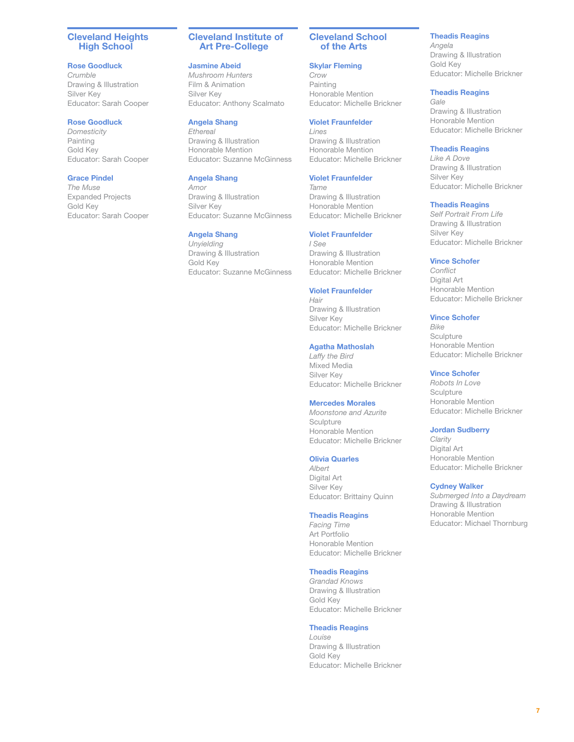## Cleveland Heights High School

**Rose Goodluck**
*Crumble*
Drawing & Illustration
Silver Key
Educator: Sarah Cooper

**Rose Goodluck**
*Domesticity*
Painting
Gold Key
Educator: Sarah Cooper

**Grace Pindel**
*The Muse*
Expanded Projects
Gold Key
Educator: Sarah Cooper

## Cleveland Institute of Art Pre-College

**Jasmine Abeid**
*Mushroom Hunters*
Film & Animation
Silver Key
Educator: Anthony Scalmato

**Angela Shang**
*Ethereal*
Drawing & Illustration
Honorable Mention
Educator: Suzanne McGinness

**Angela Shang**
*Amor*
Drawing & Illustration
Silver Key
Educator: Suzanne McGinness

**Angela Shang**
*Unyielding*
Drawing & Illustration
Gold Key
Educator: Suzanne McGinness

## Cleveland School of the Arts

**Skylar Fleming**
*Crow*
Painting
Honorable Mention
Educator: Michelle Brickner

**Violet Fraunfelder**
*Lines*
Drawing & Illustration
Honorable Mention
Educator: Michelle Brickner

**Violet Fraunfelder**
*Tame*
Drawing & Illustration
Honorable Mention
Educator: Michelle Brickner

**Violet Fraunfelder**
*I See*
Drawing & Illustration
Honorable Mention
Educator: Michelle Brickner

**Violet Fraunfelder**
*Hair*
Drawing & Illustration
Silver Key
Educator: Michelle Brickner

**Agatha Mathoslah**
*Laffy the Bird*
Mixed Media
Silver Key
Educator: Michelle Brickner

**Mercedes Morales**
*Moonstone and Azurite*
Sculpture
Honorable Mention
Educator: Michelle Brickner

**Olivia Quarles**
*Albert*
Digital Art
Silver Key
Educator: Brittainy Quinn

**Theadis Reagins**
*Facing Time*
Art Portfolio
Honorable Mention
Educator: Michelle Brickner

**Theadis Reagins**
*Grandad Knows*
Drawing & Illustration
Gold Key
Educator: Michelle Brickner

**Theadis Reagins**
*Louise*
Drawing & Illustration
Gold Key
Educator: Michelle Brickner

**Theadis Reagins**
*Angela*
Drawing & Illustration
Gold Key
Educator: Michelle Brickner

**Theadis Reagins**
*Gale*
Drawing & Illustration
Honorable Mention
Educator: Michelle Brickner

**Theadis Reagins**
*Like A Dove*
Drawing & Illustration
Silver Key
Educator: Michelle Brickner

**Theadis Reagins**
*Self Portrait From Life*
Drawing & Illustration
Silver Key
Educator: Michelle Brickner

**Vince Schofer**
*Conflict*
Digital Art
Honorable Mention
Educator: Michelle Brickner

**Vince Schofer**
*Bike*
Sculpture
Honorable Mention
Educator: Michelle Brickner

**Vince Schofer**
*Robots In Love*
Sculpture
Honorable Mention
Educator: Michelle Brickner

**Jordan Sudberry**
*Clarity*
Digital Art
Honorable Mention
Educator: Michelle Brickner

**Cydney Walker**
*Submerged Into a Daydream*
Drawing & Illustration
Honorable Mention
Educator: Michael Thornburg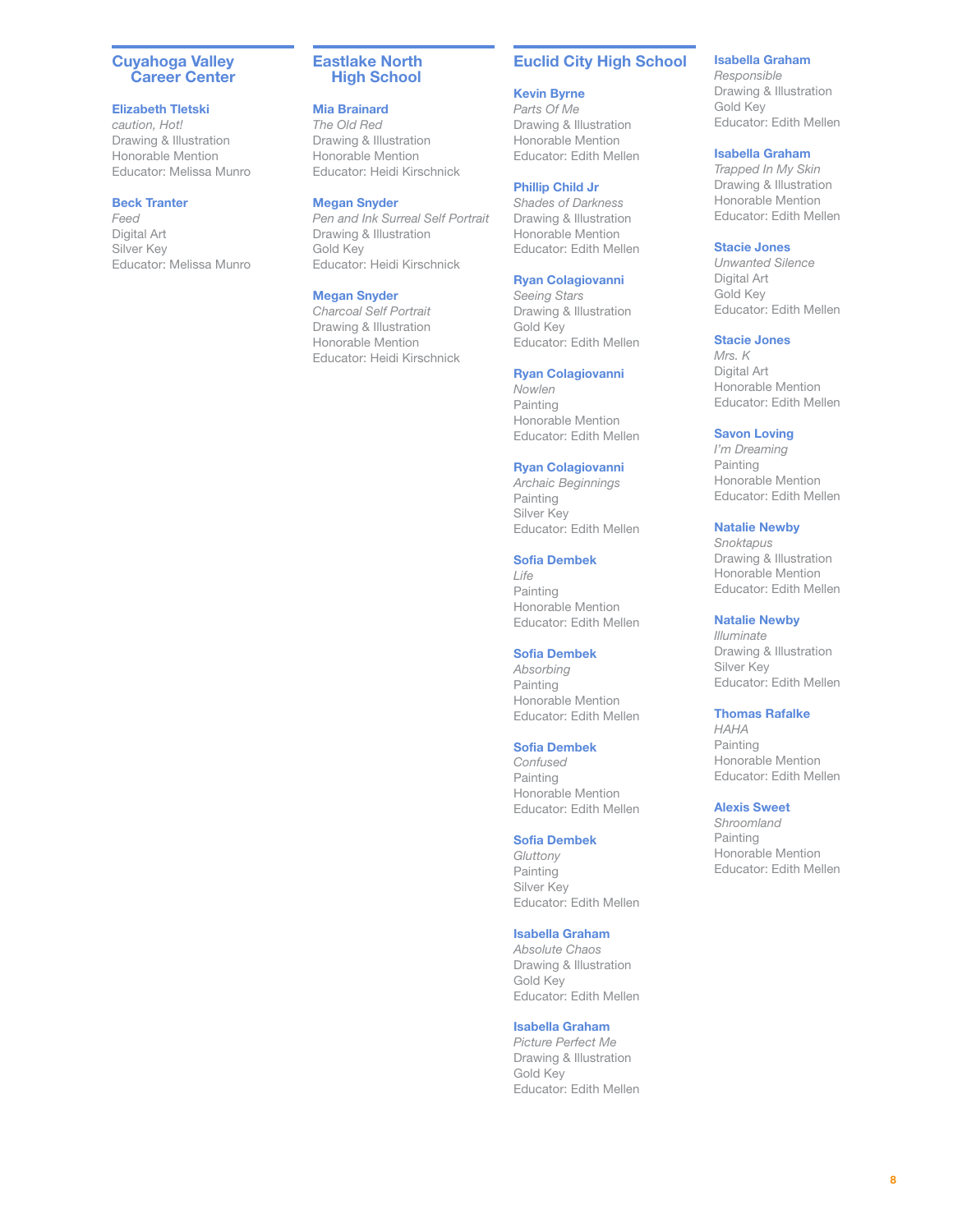## Cuyahoga Valley Career Center

**Elizabeth Tletski**
*caution, Hot!*
Drawing & Illustration
Honorable Mention
Educator: Melissa Munro

**Beck Tranter**
*Feed*
Digital Art
Silver Key
Educator: Melissa Munro

## Eastlake North High School

**Mia Brainard**
*The Old Red*
Drawing & Illustration
Honorable Mention
Educator: Heidi Kirschnick

**Megan Snyder**
*Pen and Ink Surreal Self Portrait*
Drawing & Illustration
Gold Key
Educator: Heidi Kirschnick

**Megan Snyder**
*Charcoal Self Portrait*
Drawing & Illustration
Honorable Mention
Educator: Heidi Kirschnick

## Euclid City High School

**Kevin Byrne**
*Parts Of Me*
Drawing & Illustration
Honorable Mention
Educator: Edith Mellen

**Phillip Child Jr**
*Shades of Darkness*
Drawing & Illustration
Honorable Mention
Educator: Edith Mellen

**Ryan Colagiovanni**
*Seeing Stars*
Drawing & Illustration
Gold Key
Educator: Edith Mellen

**Ryan Colagiovanni**
*Nowlen*
Painting
Honorable Mention
Educator: Edith Mellen

**Ryan Colagiovanni**
*Archaic Beginnings*
Painting
Silver Key
Educator: Edith Mellen

**Sofia Dembek**
*Life*
Painting
Honorable Mention
Educator: Edith Mellen

**Sofia Dembek**
*Absorbing*
Painting
Honorable Mention
Educator: Edith Mellen

**Sofia Dembek**
*Confused*
Painting
Honorable Mention
Educator: Edith Mellen

**Sofia Dembek**
*Gluttony*
Painting
Silver Key
Educator: Edith Mellen

**Isabella Graham**
*Absolute Chaos*
Drawing & Illustration
Gold Key
Educator: Edith Mellen

**Isabella Graham**
*Picture Perfect Me*
Drawing & Illustration
Gold Key
Educator: Edith Mellen

**Isabella Graham**
*Responsible*
Drawing & Illustration
Gold Key
Educator: Edith Mellen

**Isabella Graham**
*Trapped In My Skin*
Drawing & Illustration
Honorable Mention
Educator: Edith Mellen

**Stacie Jones**
*Unwanted Silence*
Digital Art
Gold Key
Educator: Edith Mellen

**Stacie Jones**
*Mrs. K*
Digital Art
Honorable Mention
Educator: Edith Mellen

**Savon Loving**
*I'm Dreaming*
Painting
Honorable Mention
Educator: Edith Mellen

**Natalie Newby**
*Snoktapus*
Drawing & Illustration
Honorable Mention
Educator: Edith Mellen

**Natalie Newby**
*Illuminate*
Drawing & Illustration
Silver Key
Educator: Edith Mellen

**Thomas Rafalke**
*HAHA*
Painting
Honorable Mention
Educator: Edith Mellen

**Alexis Sweet**
*Shroomland*
Painting
Honorable Mention
Educator: Edith Mellen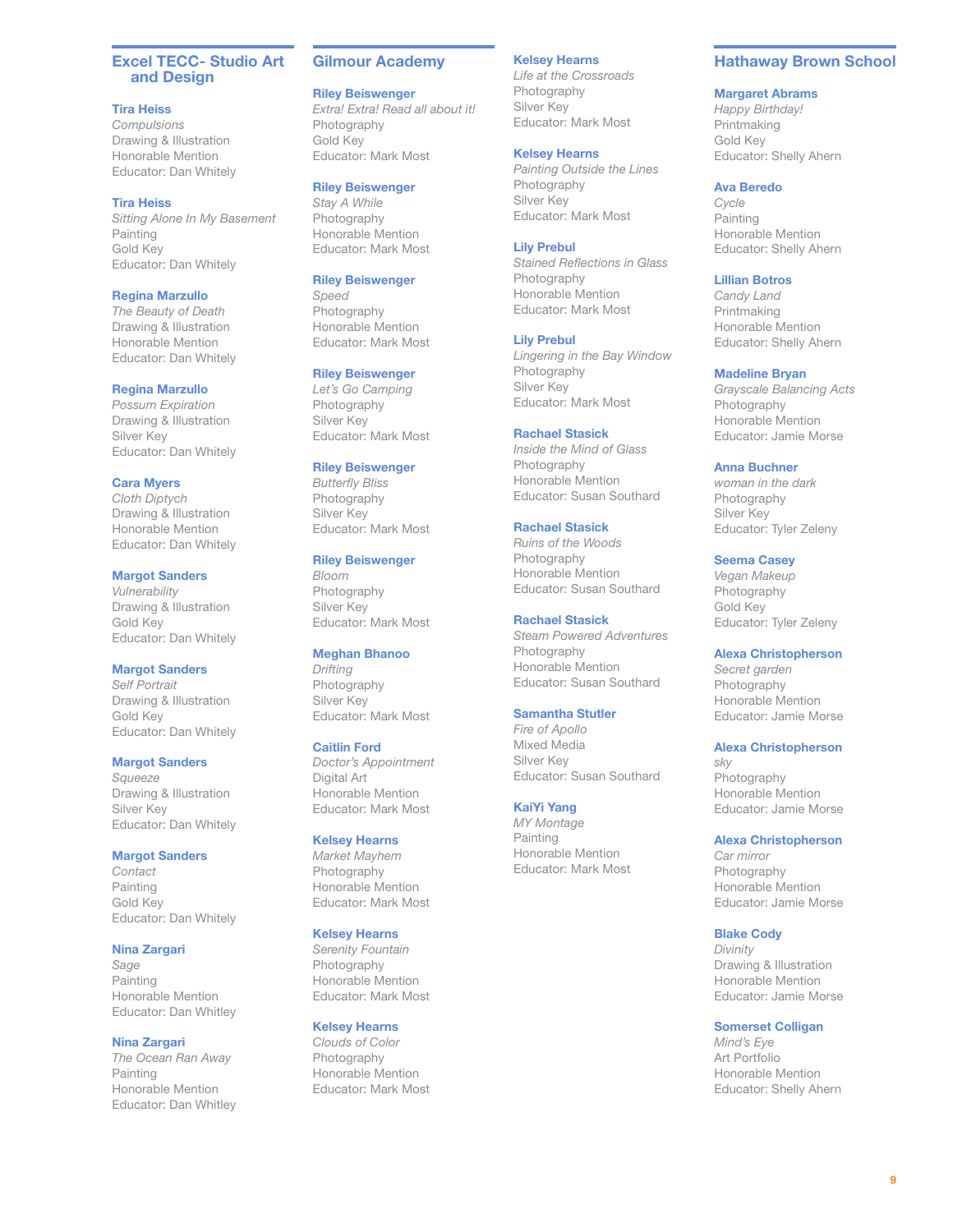## Excel TECC- Studio Art and Design

**Tira Heiss**
*Compulsions*
Drawing & Illustration
Honorable Mention
Educator: Dan Whitely

**Tira Heiss**
*Sitting Alone In My Basement*
Painting
Gold Key
Educator: Dan Whitely

**Regina Marzullo**
*The Beauty of Death*
Drawing & Illustration
Honorable Mention
Educator: Dan Whitely

**Regina Marzullo**
*Possum Expiration*
Drawing & Illustration
Silver Key
Educator: Dan Whitely

**Cara Myers**
*Cloth Diptych*
Drawing & Illustration
Honorable Mention
Educator: Dan Whitely

**Margot Sanders**
*Vulnerability*
Drawing & Illustration
Gold Key
Educator: Dan Whitely

**Margot Sanders**
*Self Portrait*
Drawing & Illustration
Gold Key
Educator: Dan Whitely

**Margot Sanders**
*Squeeze*
Drawing & Illustration
Silver Key
Educator: Dan Whitely

**Margot Sanders**
*Contact*
Painting
Gold Key
Educator: Dan Whitely

**Nina Zargari**
*Sage*
Painting
Honorable Mention
Educator: Dan Whitley

**Nina Zargari**
*The Ocean Ran Away*
Painting
Honorable Mention
Educator: Dan Whitley

## Gilmour Academy

**Riley Beiswenger**
*Extra! Extra! Read all about it!*
Photography
Gold Key
Educator: Mark Most

**Riley Beiswenger**
*Stay A While*
Photography
Honorable Mention
Educator: Mark Most

**Riley Beiswenger**
*Speed*
Photography
Honorable Mention
Educator: Mark Most

**Riley Beiswenger**
*Let's Go Camping*
Photography
Silver Key
Educator: Mark Most

**Riley Beiswenger**
*Butterfly Bliss*
Photography
Silver Key
Educator: Mark Most

**Riley Beiswenger**
*Bloom*
Photography
Silver Key
Educator: Mark Most

**Meghan Bhanoo**
*Drifting*
Photography
Silver Key
Educator: Mark Most

**Caitlin Ford**
*Doctor's Appointment*
Digital Art
Honorable Mention
Educator: Mark Most

**Kelsey Hearns**
*Market Mayhem*
Photography
Honorable Mention
Educator: Mark Most

**Kelsey Hearns**
*Serenity Fountain*
Photography
Honorable Mention
Educator: Mark Most

**Kelsey Hearns**
*Clouds of Color*
Photography
Honorable Mention
Educator: Mark Most

**Kelsey Hearns**
*Life at the Crossroads*
Photography
Silver Key
Educator: Mark Most

**Kelsey Hearns**
*Painting Outside the Lines*
Photography
Silver Key
Educator: Mark Most

**Lily Prebul**
*Stained Reflections in Glass*
Photography
Honorable Mention
Educator: Mark Most

**Lily Prebul**
*Lingering in the Bay Window*
Photography
Silver Key
Educator: Mark Most

**Rachael Stasick**
*Inside the Mind of Glass*
Photography
Honorable Mention
Educator: Susan Southard

**Rachael Stasick**
*Ruins of the Woods*
Photography
Honorable Mention
Educator: Susan Southard

**Rachael Stasick**
*Steam Powered Adventures*
Photography
Honorable Mention
Educator: Susan Southard

**Samantha Stutler**
*Fire of Apollo*
Mixed Media
Silver Key
Educator: Susan Southard

**KaiYi Yang**
*MY Montage*
Painting
Honorable Mention
Educator: Mark Most

## Hathaway Brown School

**Margaret Abrams**
*Happy Birthday!*
Printmaking
Gold Key
Educator: Shelly Ahern

**Ava Beredo**
*Cycle*
Painting
Honorable Mention
Educator: Shelly Ahern

**Lillian Botros**
*Candy Land*
Printmaking
Honorable Mention
Educator: Shelly Ahern

**Madeline Bryan**
*Grayscale Balancing Acts*
Photography
Honorable Mention
Educator: Jamie Morse

**Anna Buchner**
*woman in the dark*
Photography
Silver Key
Educator: Tyler Zeleny

**Seema Casey**
*Vegan Makeup*
Photography
Gold Key
Educator: Tyler Zeleny

**Alexa Christopherson**
*Secret garden*
Photography
Honorable Mention
Educator: Jamie Morse

**Alexa Christopherson**
*sky*
Photography
Honorable Mention
Educator: Jamie Morse

**Alexa Christopherson**
*Car mirror*
Photography
Honorable Mention
Educator: Jamie Morse

**Blake Cody**
*Divinity*
Drawing & Illustration
Honorable Mention
Educator: Jamie Morse

**Somerset Colligan**
*Mind's Eye*
Art Portfolio
Honorable Mention
Educator: Shelly Ahern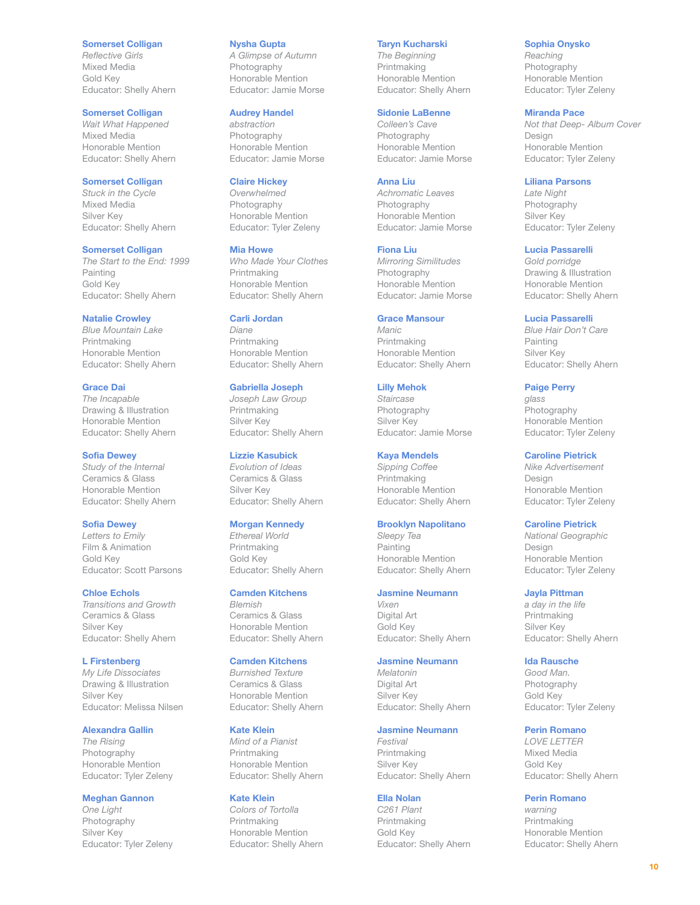**Somerset Colligan**
*Reflective Girls*
Mixed Media
Gold Key
Educator: Shelly Ahern

**Somerset Colligan**
*Wait What Happened*
Mixed Media
Honorable Mention
Educator: Shelly Ahern

**Somerset Colligan**
*Stuck in the Cycle*
Mixed Media
Silver Key
Educator: Shelly Ahern

**Somerset Colligan**
*The Start to the End: 1999*
Painting
Gold Key
Educator: Shelly Ahern

**Natalie Crowley**
*Blue Mountain Lake*
Printmaking
Honorable Mention
Educator: Shelly Ahern

**Grace Dai**
*The Incapable*
Drawing & Illustration
Honorable Mention
Educator: Shelly Ahern

**Sofia Dewey**
*Study of the Internal*
Ceramics & Glass
Honorable Mention
Educator: Shelly Ahern

**Sofia Dewey**
*Letters to Emily*
Film & Animation
Gold Key
Educator: Scott Parsons

**Chloe Echols**
*Transitions and Growth*
Ceramics & Glass
Silver Key
Educator: Shelly Ahern

**L Firstenberg**
*My Life Dissociates*
Drawing & Illustration
Silver Key
Educator: Melissa Nilsen

**Alexandra Gallin**
*The Rising*
Photography
Honorable Mention
Educator: Tyler Zeleny

**Meghan Gannon**
*One Light*
Photography
Silver Key
Educator: Tyler Zeleny

**Nysha Gupta**
*A Glimpse of Autumn*
Photography
Honorable Mention
Educator: Jamie Morse

**Audrey Handel**
*abstraction*
Photography
Honorable Mention
Educator: Jamie Morse

**Claire Hickey**
*Overwhelmed*
Photography
Honorable Mention
Educator: Tyler Zeleny

**Mia Howe**
*Who Made Your Clothes*
Printmaking
Honorable Mention
Educator: Shelly Ahern

**Carli Jordan**
*Diane*
Printmaking
Honorable Mention
Educator: Shelly Ahern

**Gabriella Joseph**
*Joseph Law Group*
Printmaking
Silver Key
Educator: Shelly Ahern

**Lizzie Kasubick**
*Evolution of Ideas*
Ceramics & Glass
Silver Key
Educator: Shelly Ahern

**Morgan Kennedy**
*Ethereal World*
Printmaking
Gold Key
Educator: Shelly Ahern

**Camden Kitchens**
*Blemish*
Ceramics & Glass
Honorable Mention
Educator: Shelly Ahern

**Camden Kitchens**
*Burnished Texture*
Ceramics & Glass
Honorable Mention
Educator: Shelly Ahern

**Kate Klein**
*Mind of a Pianist*
Printmaking
Honorable Mention
Educator: Shelly Ahern

**Kate Klein**
*Colors of Tortolla*
Printmaking
Honorable Mention
Educator: Shelly Ahern

**Taryn Kucharski**
*The Beginning*
Printmaking
Honorable Mention
Educator: Shelly Ahern

**Sidonie LaBenne**
*Colleen's Cave*
Photography
Honorable Mention
Educator: Jamie Morse

**Anna Liu**
*Achromatic Leaves*
Photography
Honorable Mention
Educator: Jamie Morse

**Fiona Liu**
*Mirroring Similitudes*
Photography
Honorable Mention
Educator: Jamie Morse

**Grace Mansour**
*Manic*
Printmaking
Honorable Mention
Educator: Shelly Ahern

**Lilly Mehok**
*Staircase*
Photography
Silver Key
Educator: Jamie Morse

**Kaya Mendels**
*Sipping Coffee*
Printmaking
Honorable Mention
Educator: Shelly Ahern

**Brooklyn Napolitano**
*Sleepy Tea*
Painting
Honorable Mention
Educator: Shelly Ahern

**Jasmine Neumann**
*Vixen*
Digital Art
Gold Key
Educator: Shelly Ahern

**Jasmine Neumann**
*Melatonin*
Digital Art
Silver Key
Educator: Shelly Ahern

**Jasmine Neumann**
*Festival*
Printmaking
Silver Key
Educator: Shelly Ahern

**Ella Nolan**
*C261 Plant*
Printmaking
Gold Key
Educator: Shelly Ahern

**Sophia Onysko**
*Reaching*
Photography
Honorable Mention
Educator: Tyler Zeleny

**Miranda Pace**
*Not that Deep- Album Cover*
Design
Honorable Mention
Educator: Tyler Zeleny

**Liliana Parsons**
*Late Night*
Photography
Silver Key
Educator: Tyler Zeleny

**Lucia Passarelli**
*Gold porridge*
Drawing & Illustration
Honorable Mention
Educator: Shelly Ahern

**Lucia Passarelli**
*Blue Hair Don't Care*
Painting
Silver Key
Educator: Shelly Ahern

**Paige Perry**
*glass*
Photography
Honorable Mention
Educator: Tyler Zeleny

**Caroline Pietrick**
*Nike Advertisement*
Design
Honorable Mention
Educator: Tyler Zeleny

**Caroline Pietrick**
*National Geographic*
Design
Honorable Mention
Educator: Tyler Zeleny

**Jayla Pittman**
*a day in the life*
Printmaking
Silver Key
Educator: Shelly Ahern

**Ida Rausche**
*Good Man.*
Photography
Gold Key
Educator: Tyler Zeleny

**Perin Romano**
*LOVE LETTER*
Mixed Media
Gold Key
Educator: Shelly Ahern

**Perin Romano**
*warning*
Printmaking
Honorable Mention
Educator: Shelly Ahern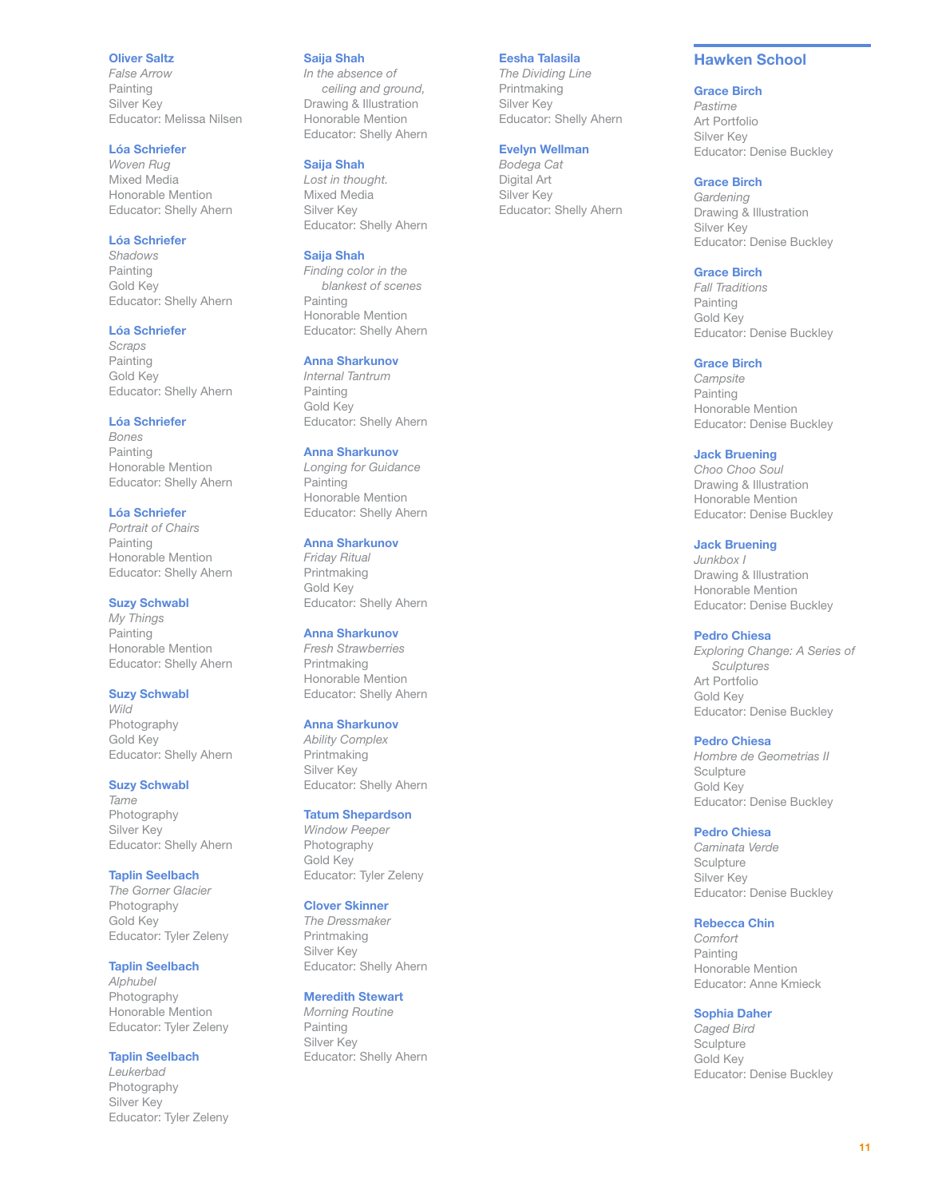**Oliver Saltz**
*False Arrow*
Painting
Silver Key
Educator: Melissa Nilsen

**Lóa Schriefer**
*Woven Rug*
Mixed Media
Honorable Mention
Educator: Shelly Ahern

**Lóa Schriefer**
*Shadows*
Painting
Gold Key
Educator: Shelly Ahern

**Lóa Schriefer**
*Scraps*
Painting
Gold Key
Educator: Shelly Ahern

**Lóa Schriefer**
*Bones*
Painting
Honorable Mention
Educator: Shelly Ahern

**Lóa Schriefer**
*Portrait of Chairs*
Painting
Honorable Mention
Educator: Shelly Ahern

**Suzy Schwabl**
*My Things*
Painting
Honorable Mention
Educator: Shelly Ahern

**Suzy Schwabl**
*Wild*
Photography
Gold Key
Educator: Shelly Ahern

**Suzy Schwabl**
*Tame*
Photography
Silver Key
Educator: Shelly Ahern

**Taplin Seelbach**
*The Gorner Glacier*
Photography
Gold Key
Educator: Tyler Zeleny

**Taplin Seelbach**
*Alphubel*
Photography
Honorable Mention
Educator: Tyler Zeleny

**Taplin Seelbach**
*Leukerbad*
Photography
Silver Key
Educator: Tyler Zeleny

**Saija Shah**
*In the absence of ceiling and ground,*
Drawing & Illustration
Honorable Mention
Educator: Shelly Ahern

**Saija Shah**
*Lost in thought.*
Mixed Media
Silver Key
Educator: Shelly Ahern

**Saija Shah**
*Finding color in the blankest of scenes*
Painting
Honorable Mention
Educator: Shelly Ahern

**Anna Sharkunov**
*Internal Tantrum*
Painting
Gold Key
Educator: Shelly Ahern

**Anna Sharkunov**
*Longing for Guidance*
Painting
Honorable Mention
Educator: Shelly Ahern

**Anna Sharkunov**
*Friday Ritual*
Printmaking
Gold Key
Educator: Shelly Ahern

**Anna Sharkunov**
*Fresh Strawberries*
Printmaking
Honorable Mention
Educator: Shelly Ahern

**Anna Sharkunov**
*Ability Complex*
Printmaking
Silver Key
Educator: Shelly Ahern

**Tatum Shepardson**
*Window Peeper*
Photography
Gold Key
Educator: Tyler Zeleny

**Clover Skinner**
*The Dressmaker*
Printmaking
Silver Key
Educator: Shelly Ahern

**Meredith Stewart**
*Morning Routine*
Painting
Silver Key
Educator: Shelly Ahern

**Eesha Talasila**
*The Dividing Line*
Printmaking
Silver Key
Educator: Shelly Ahern

**Evelyn Wellman**
*Bodega Cat*
Digital Art
Silver Key
Educator: Shelly Ahern

## Hawken School

**Grace Birch**
*Pastime*
Art Portfolio
Silver Key
Educator: Denise Buckley

**Grace Birch**
*Gardening*
Drawing & Illustration
Silver Key
Educator: Denise Buckley

**Grace Birch**
*Fall Traditions*
Painting
Gold Key
Educator: Denise Buckley

**Grace Birch**
*Campsite*
Painting
Honorable Mention
Educator: Denise Buckley

**Jack Bruening**
*Choo Choo Soul*
Drawing & Illustration
Honorable Mention
Educator: Denise Buckley

**Jack Bruening**
*Junkbox I*
Drawing & Illustration
Honorable Mention
Educator: Denise Buckley

**Pedro Chiesa**
*Exploring Change: A Series of Sculptures*
Art Portfolio
Gold Key
Educator: Denise Buckley

**Pedro Chiesa**
*Hombre de Geometrias II*
Sculpture
Gold Key
Educator: Denise Buckley

**Pedro Chiesa**
*Caminata Verde*
Sculpture
Silver Key
Educator: Denise Buckley

**Rebecca Chin**
*Comfort*
Painting
Honorable Mention
Educator: Anne Kmieck

**Sophia Daher**
*Caged Bird*
Sculpture
Gold Key
Educator: Denise Buckley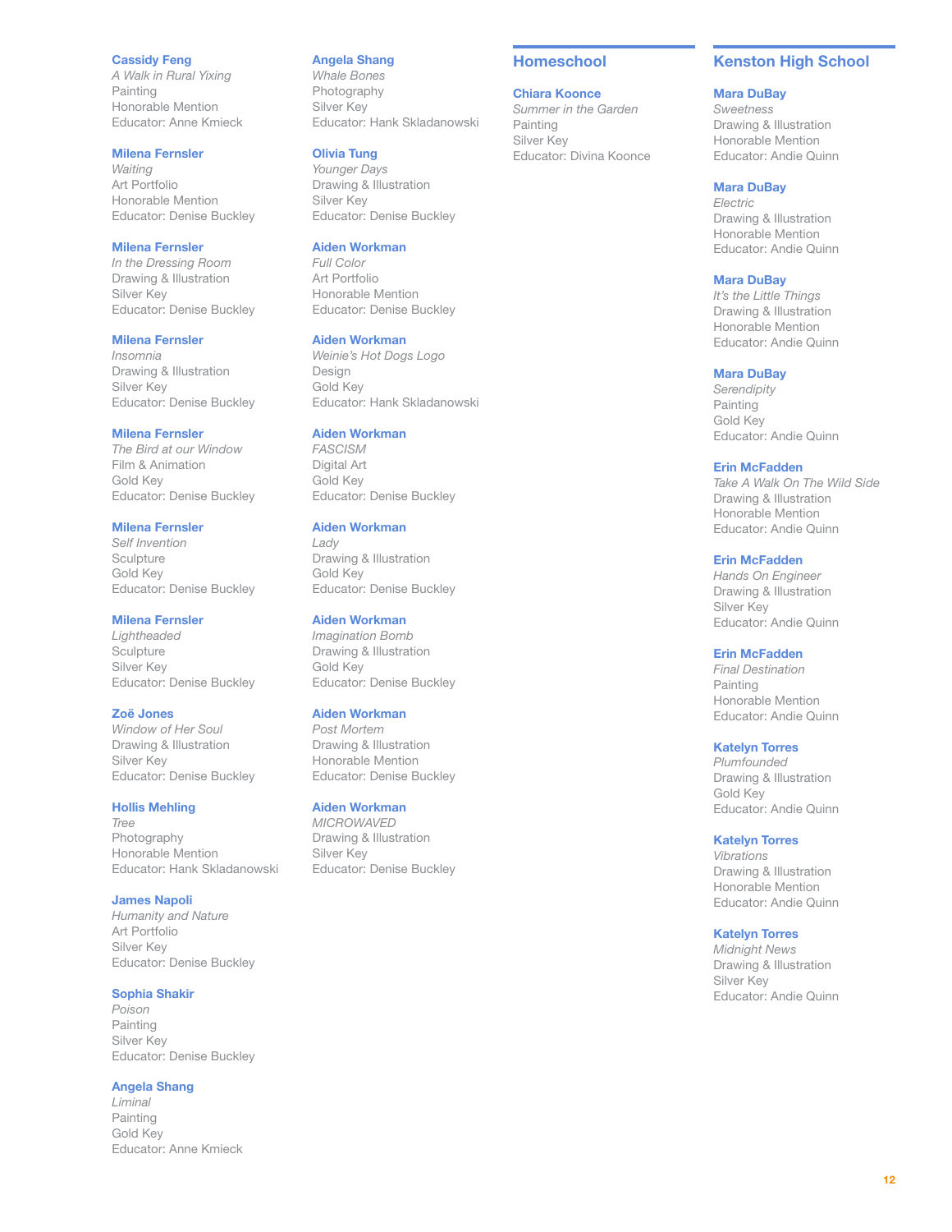**Cassidy Feng**
*A Walk in Rural Yixing*
Painting
Honorable Mention
Educator: Anne Kmieck

**Milena Fernsler**
*Waiting*
Art Portfolio
Honorable Mention
Educator: Denise Buckley

**Milena Fernsler**
*In the Dressing Room*
Drawing & Illustration
Silver Key
Educator: Denise Buckley

**Milena Fernsler**
*Insomnia*
Drawing & Illustration
Silver Key
Educator: Denise Buckley

**Milena Fernsler**
*The Bird at our Window*
Film & Animation
Gold Key
Educator: Denise Buckley

**Milena Fernsler**
*Self Invention*
Sculpture
Gold Key
Educator: Denise Buckley

**Milena Fernsler**
*Lightheaded*
Sculpture
Silver Key
Educator: Denise Buckley

**Zoë Jones**
*Window of Her Soul*
Drawing & Illustration
Silver Key
Educator: Denise Buckley

**Hollis Mehling**
*Tree*
Photography
Honorable Mention
Educator: Hank Skladanowski

**James Napoli**
*Humanity and Nature*
Art Portfolio
Silver Key
Educator: Denise Buckley

**Sophia Shakir**
*Poison*
Painting
Silver Key
Educator: Denise Buckley

**Angela Shang**
*Liminal*
Painting
Gold Key
Educator: Anne Kmieck

**Angela Shang**
*Whale Bones*
Photography
Silver Key
Educator: Hank Skladanowski

**Olivia Tung**
*Younger Days*
Drawing & Illustration
Silver Key
Educator: Denise Buckley

**Aiden Workman**
*Full Color*
Art Portfolio
Honorable Mention
Educator: Denise Buckley

**Aiden Workman**
*Weinie's Hot Dogs Logo*
Design
Gold Key
Educator: Hank Skladanowski

**Aiden Workman**
*FASCISM*
Digital Art
Gold Key
Educator: Denise Buckley

**Aiden Workman**
*Lady*
Drawing & Illustration
Gold Key
Educator: Denise Buckley

**Aiden Workman**
*Imagination Bomb*
Drawing & Illustration
Gold Key
Educator: Denise Buckley

**Aiden Workman**
*Post Mortem*
Drawing & Illustration
Honorable Mention
Educator: Denise Buckley

**Aiden Workman**
*MICROWAVED*
Drawing & Illustration
Silver Key
Educator: Denise Buckley

## Homeschool

**Chiara Koonce**
*Summer in the Garden*
Painting
Silver Key
Educator: Divina Koonce

## Kenston High School

**Mara DuBay**
*Sweetness*
Drawing & Illustration
Honorable Mention
Educator: Andie Quinn

**Mara DuBay**
*Electric*
Drawing & Illustration
Honorable Mention
Educator: Andie Quinn

**Mara DuBay**
*It's the Little Things*
Drawing & Illustration
Honorable Mention
Educator: Andie Quinn

**Mara DuBay**
*Serendipity*
Painting
Gold Key
Educator: Andie Quinn

**Erin McFadden**
*Take A Walk On The Wild Side*
Drawing & Illustration
Honorable Mention
Educator: Andie Quinn

**Erin McFadden**
*Hands On Engineer*
Drawing & Illustration
Silver Key
Educator: Andie Quinn

**Erin McFadden**
*Final Destination*
Painting
Honorable Mention
Educator: Andie Quinn

**Katelyn Torres**
*Plumfounded*
Drawing & Illustration
Gold Key
Educator: Andie Quinn

**Katelyn Torres**
*Vibrations*
Drawing & Illustration
Honorable Mention
Educator: Andie Quinn

**Katelyn Torres**
*Midnight News*
Drawing & Illustration
Silver Key
Educator: Andie Quinn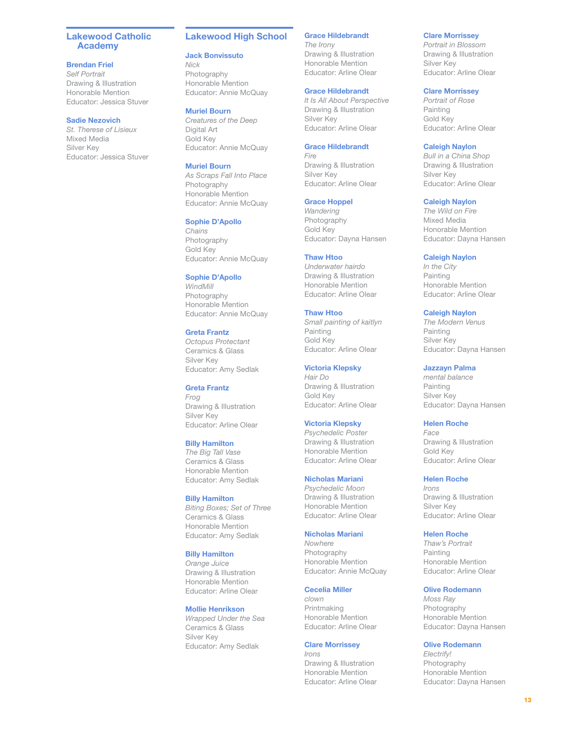## Lakewood Catholic Academy

**Brendan Friel**
*Self Portrait*
Drawing & Illustration
Honorable Mention
Educator: Jessica Stuver

**Sadie Nezovich**
*St. Therese of Lisieux*
Mixed Media
Silver Key
Educator: Jessica Stuver

## Lakewood High School

**Jack Bonvissuto**
*Nick*
Photography
Honorable Mention
Educator: Annie McQuay

**Muriel Bourn**
*Creatures of the Deep*
Digital Art
Gold Key
Educator: Annie McQuay

**Muriel Bourn**
*As Scraps Fall Into Place*
Photography
Honorable Mention
Educator: Annie McQuay

**Sophie D'Apollo**
*Chains*
Photography
Gold Key
Educator: Annie McQuay

**Sophie D'Apollo**
*WindMill*
Photography
Honorable Mention
Educator: Annie McQuay

**Greta Frantz**
*Octopus Protectant*
Ceramics & Glass
Silver Key
Educator: Amy Sedlak

**Greta Frantz**
*Frog*
Drawing & Illustration
Silver Key
Educator: Arline Olear

**Billy Hamilton**
*The Big Tall Vase*
Ceramics & Glass
Honorable Mention
Educator: Amy Sedlak

**Billy Hamilton**
*Biting Boxes; Set of Three*
Ceramics & Glass
Honorable Mention
Educator: Amy Sedlak

**Billy Hamilton**
*Orange Juice*
Drawing & Illustration
Honorable Mention
Educator: Arline Olear

**Mollie Henrikson**
*Wrapped Under the Sea*
Ceramics & Glass
Silver Key
Educator: Amy Sedlak

**Grace Hildebrandt**
*The Irony*
Drawing & Illustration
Honorable Mention
Educator: Arline Olear

**Grace Hildebrandt**
*It Is All About Perspective*
Drawing & Illustration
Silver Key
Educator: Arline Olear

**Grace Hildebrandt**
*Fire*
Drawing & Illustration
Silver Key
Educator: Arline Olear

**Grace Hoppel**
*Wandering*
Photography
Gold Key
Educator: Dayna Hansen

**Thaw Htoo**
*Underwater hairdo*
Drawing & Illustration
Honorable Mention
Educator: Arline Olear

**Thaw Htoo**
*Small painting of kaitlyn*
Painting
Gold Key
Educator: Arline Olear

**Victoria Klepsky**
*Hair Do*
Drawing & Illustration
Gold Key
Educator: Arline Olear

**Victoria Klepsky**
*Psychedelic Poster*
Drawing & Illustration
Honorable Mention
Educator: Arline Olear

**Nicholas Mariani**
*Psychedelic Moon*
Drawing & Illustration
Honorable Mention
Educator: Arline Olear

**Nicholas Mariani**
*Nowhere*
Photography
Honorable Mention
Educator: Annie McQuay

**Cecelia Miller**
*clown*
Printmaking
Honorable Mention
Educator: Arline Olear

**Clare Morrissey**
*Irons*
Drawing & Illustration
Honorable Mention
Educator: Arline Olear

**Clare Morrissey**
*Portrait in Blossom*
Drawing & Illustration
Silver Key
Educator: Arline Olear

**Clare Morrissey**
*Portrait of Rose*
Painting
Gold Key
Educator: Arline Olear

**Caleigh Naylon**
*Bull in a China Shop*
Drawing & Illustration
Silver Key
Educator: Arline Olear

**Caleigh Naylon**
*The Wild on Fire*
Mixed Media
Honorable Mention
Educator: Dayna Hansen

**Caleigh Naylon**
*In the City*
Painting
Honorable Mention
Educator: Arline Olear

**Caleigh Naylon**
*The Modern Venus*
Painting
Silver Key
Educator: Dayna Hansen

**Jazzayn Palma**
*mental balance*
Painting
Silver Key
Educator: Dayna Hansen

**Helen Roche**
*Face*
Drawing & Illustration
Gold Key
Educator: Arline Olear

**Helen Roche**
*Irons*
Drawing & Illustration
Silver Key
Educator: Arline Olear

**Helen Roche**
*Thaw's Portrait*
Painting
Honorable Mention
Educator: Arline Olear

**Olive Rodemann**
*Moss Ray*
Photography
Honorable Mention
Educator: Dayna Hansen

**Olive Rodemann**
*Electrify!*
Photography
Honorable Mention
Educator: Dayna Hansen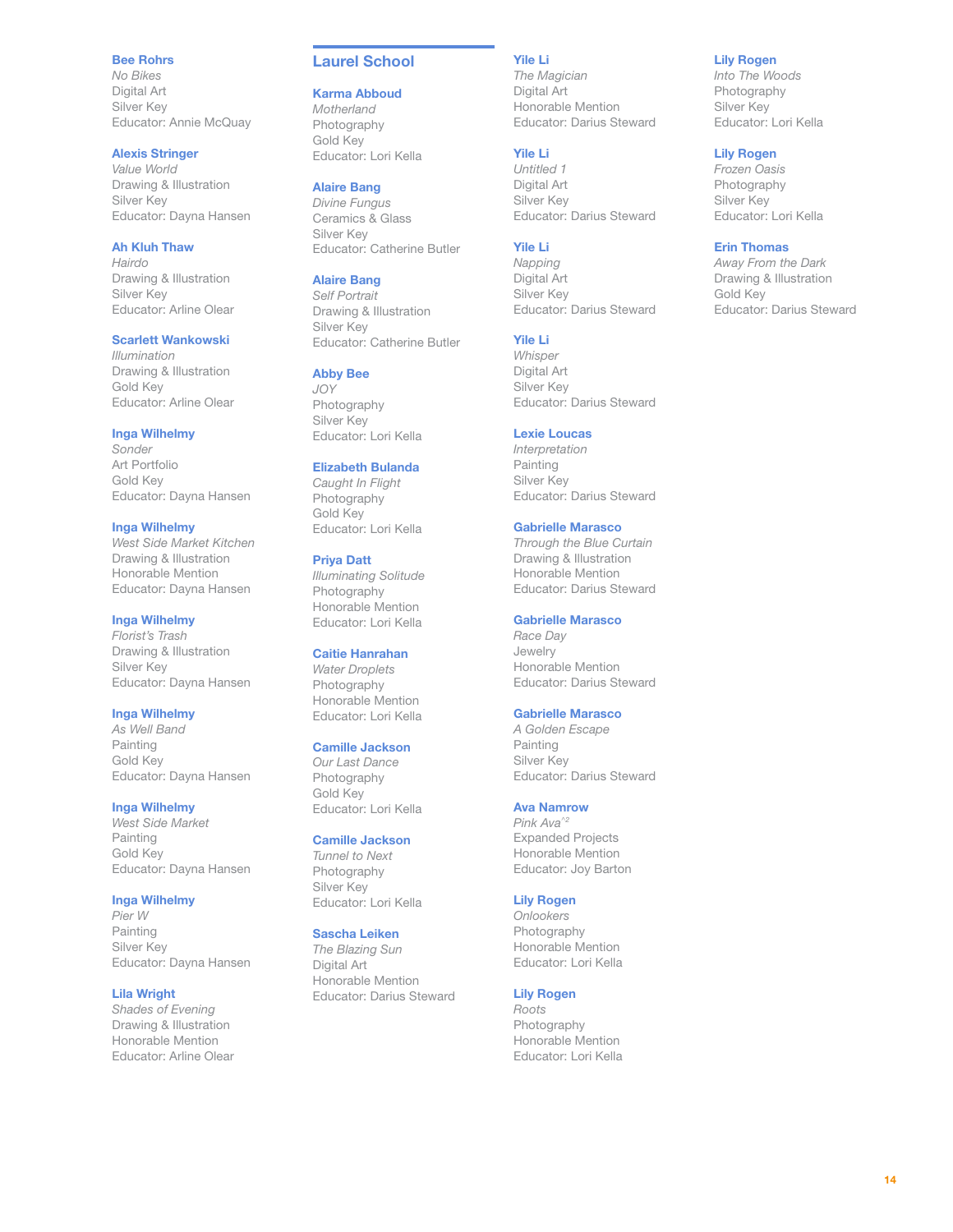**Bee Rohrs**
*No Bikes*
Digital Art
Silver Key
Educator: Annie McQuay

**Alexis Stringer**
*Value World*
Drawing & Illustration
Silver Key
Educator: Dayna Hansen

**Ah Kluh Thaw**
*Hairdo*
Drawing & Illustration
Silver Key
Educator: Arline Olear

**Scarlett Wankowski**
*Illumination*
Drawing & Illustration
Gold Key
Educator: Arline Olear

**Inga Wilhelmy**
*Sonder*
Art Portfolio
Gold Key
Educator: Dayna Hansen

**Inga Wilhelmy**
*West Side Market Kitchen*
Drawing & Illustration
Honorable Mention
Educator: Dayna Hansen

**Inga Wilhelmy**
*Florist's Trash*
Drawing & Illustration
Silver Key
Educator: Dayna Hansen

**Inga Wilhelmy**
*As Well Band*
Painting
Gold Key
Educator: Dayna Hansen

**Inga Wilhelmy**
*West Side Market*
Painting
Gold Key
Educator: Dayna Hansen

**Inga Wilhelmy**
*Pier W*
Painting
Silver Key
Educator: Dayna Hansen

**Lila Wright**
*Shades of Evening*
Drawing & Illustration
Honorable Mention
Educator: Arline Olear

## Laurel School

**Karma Abboud**
*Motherland*
Photography
Gold Key
Educator: Lori Kella

**Alaire Bang**
*Divine Fungus*
Ceramics & Glass
Silver Key
Educator: Catherine Butler

**Alaire Bang**
*Self Portrait*
Drawing & Illustration
Silver Key
Educator: Catherine Butler

**Abby Bee**
*JOY*
Photography
Silver Key
Educator: Lori Kella

**Elizabeth Bulanda**
*Caught In Flight*
Photography
Gold Key
Educator: Lori Kella

**Priya Datt**
*Illuminating Solitude*
Photography
Honorable Mention
Educator: Lori Kella

**Caitie Hanrahan**
*Water Droplets*
Photography
Honorable Mention
Educator: Lori Kella

**Camille Jackson**
*Our Last Dance*
Photography
Gold Key
Educator: Lori Kella

**Camille Jackson**
*Tunnel to Next*
Photography
Silver Key
Educator: Lori Kella

**Sascha Leiken**
*The Blazing Sun*
Digital Art
Honorable Mention
Educator: Darius Steward

**Yile Li**
*The Magician*
Digital Art
Honorable Mention
Educator: Darius Steward

**Yile Li**
*Untitled 1*
Digital Art
Silver Key
Educator: Darius Steward

**Yile Li**
*Napping*
Digital Art
Silver Key
Educator: Darius Steward

**Yile Li**
*Whisper*
Digital Art
Silver Key
Educator: Darius Steward

**Lexie Loucas**
*Interpretation*
Painting
Silver Key
Educator: Darius Steward

**Gabrielle Marasco**
*Through the Blue Curtain*
Drawing & Illustration
Honorable Mention
Educator: Darius Steward

**Gabrielle Marasco**
*Race Day*
Jewelry
Honorable Mention
Educator: Darius Steward

**Gabrielle Marasco**
*A Golden Escape*
Painting
Silver Key
Educator: Darius Steward

**Ava Namrow**
*Pink Ava*$^{2}$
Expanded Projects
Honorable Mention
Educator: Joy Barton

**Lily Rogen**
*Onlookers*
Photography
Honorable Mention
Educator: Lori Kella

**Lily Rogen**
*Roots*
Photography
Honorable Mention
Educator: Lori Kella

**Lily Rogen**
*Into The Woods*
Photography
Silver Key
Educator: Lori Kella

**Lily Rogen**
*Frozen Oasis*
Photography
Silver Key
Educator: Lori Kella

**Erin Thomas**
*Away From the Dark*
Drawing & Illustration
Gold Key
Educator: Darius Steward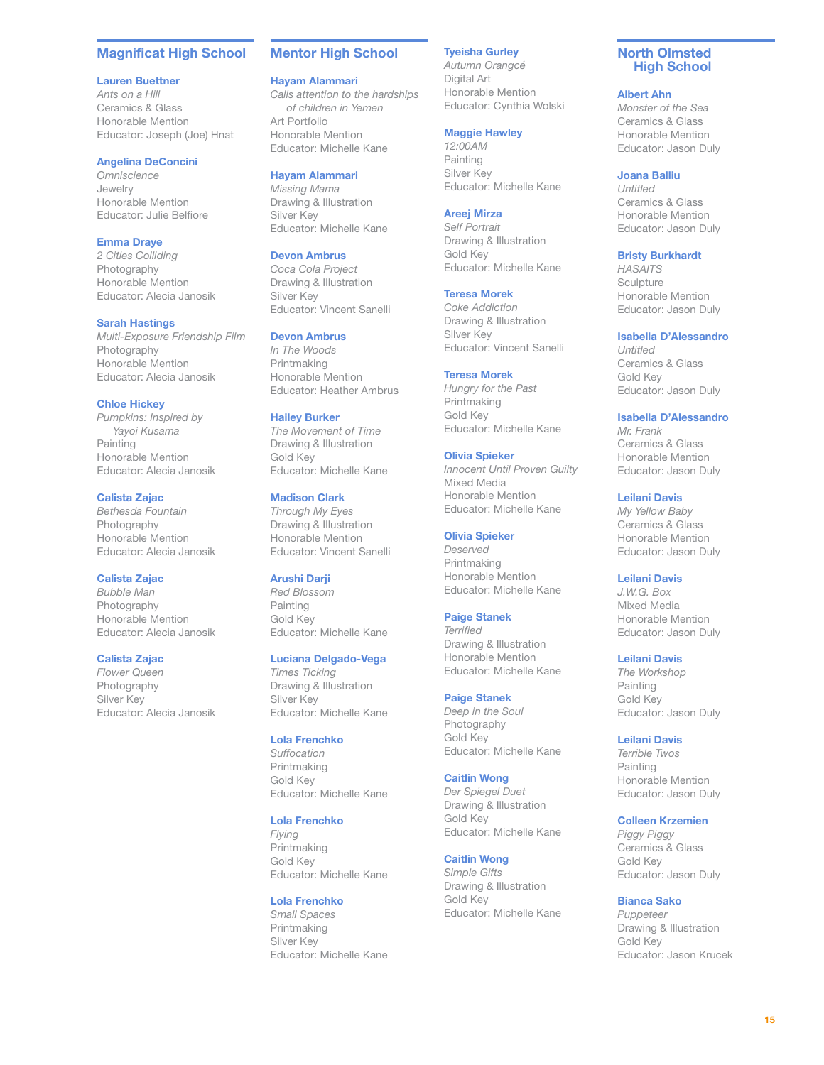## Magnificat High School

**Lauren Buettner**
*Ants on a Hill*
Ceramics & Glass
Honorable Mention
Educator: Joseph (Joe) Hnat

**Angelina DeConcini**
*Omniscience*
Jewelry
Honorable Mention
Educator: Julie Belfiore

**Emma Draye**
*2 Cities Colliding*
Photography
Honorable Mention
Educator: Alecia Janosik

**Sarah Hastings**
*Multi-Exposure Friendship Film*
Photography
Honorable Mention
Educator: Alecia Janosik

**Chloe Hickey**
*Pumpkins: Inspired by Yayoi Kusama*
Painting
Honorable Mention
Educator: Alecia Janosik

**Calista Zajac**
*Bethesda Fountain*
Photography
Honorable Mention
Educator: Alecia Janosik

**Calista Zajac**
*Bubble Man*
Photography
Honorable Mention
Educator: Alecia Janosik

**Calista Zajac**
*Flower Queen*
Photography
Silver Key
Educator: Alecia Janosik

## Mentor High School

**Hayam Alammari**
*Calls attention to the hardships of children in Yemen*
Art Portfolio
Honorable Mention
Educator: Michelle Kane

**Hayam Alammari**
*Missing Mama*
Drawing & Illustration
Silver Key
Educator: Michelle Kane

**Devon Ambrus**
*Coca Cola Project*
Drawing & Illustration
Silver Key
Educator: Vincent Sanelli

**Devon Ambrus**
*In The Woods*
Printmaking
Honorable Mention
Educator: Heather Ambrus

**Hailey Burker**
*The Movement of Time*
Drawing & Illustration
Gold Key
Educator: Michelle Kane

**Madison Clark**
*Through My Eyes*
Drawing & Illustration
Honorable Mention
Educator: Vincent Sanelli

**Arushi Darji**
*Red Blossom*
Painting
Gold Key
Educator: Michelle Kane

**Luciana Delgado-Vega**
*Times Ticking*
Drawing & Illustration
Silver Key
Educator: Michelle Kane

**Lola Frenchko**
*Suffocation*
Printmaking
Gold Key
Educator: Michelle Kane

**Lola Frenchko**
*Flying*
Printmaking
Gold Key
Educator: Michelle Kane

**Lola Frenchko**
*Small Spaces*
Printmaking
Silver Key
Educator: Michelle Kane

**Tyeisha Gurley**
*Autumn Orangcé*
Digital Art
Honorable Mention
Educator: Cynthia Wolski

**Maggie Hawley**
*12:00AM*
Painting
Silver Key
Educator: Michelle Kane

**Areej Mirza**
*Self Portrait*
Drawing & Illustration
Gold Key
Educator: Michelle Kane

**Teresa Morek**
*Coke Addiction*
Drawing & Illustration
Silver Key
Educator: Vincent Sanelli

**Teresa Morek**
*Hungry for the Past*
Printmaking
Gold Key
Educator: Michelle Kane

**Olivia Spieker**
*Innocent Until Proven Guilty*
Mixed Media
Honorable Mention
Educator: Michelle Kane

**Olivia Spieker**
*Deserved*
Printmaking
Honorable Mention
Educator: Michelle Kane

**Paige Stanek**
*Terrified*
Drawing & Illustration
Honorable Mention
Educator: Michelle Kane

**Paige Stanek**
*Deep in the Soul*
Photography
Gold Key
Educator: Michelle Kane

**Caitlin Wong**
*Der Spiegel Duet*
Drawing & Illustration
Gold Key
Educator: Michelle Kane

**Caitlin Wong**
*Simple Gifts*
Drawing & Illustration
Gold Key
Educator: Michelle Kane

## North Olmsted High School

**Albert Ahn**
*Monster of the Sea*
Ceramics & Glass
Honorable Mention
Educator: Jason Duly

**Joana Balliu**
*Untitled*
Ceramics & Glass
Honorable Mention
Educator: Jason Duly

**Bristy Burkhardt**
*HASAITS*
Sculpture
Honorable Mention
Educator: Jason Duly

**Isabella D'Alessandro**
*Untitled*
Ceramics & Glass
Gold Key
Educator: Jason Duly

**Isabella D'Alessandro**
*Mr. Frank*
Ceramics & Glass
Honorable Mention
Educator: Jason Duly

**Leilani Davis**
*My Yellow Baby*
Ceramics & Glass
Honorable Mention
Educator: Jason Duly

**Leilani Davis**
*J.W.G. Box*
Mixed Media
Honorable Mention
Educator: Jason Duly

**Leilani Davis**
*The Workshop*
Painting
Gold Key
Educator: Jason Duly

**Leilani Davis**
*Terrible Twos*
Painting
Honorable Mention
Educator: Jason Duly

**Colleen Krzemien**
*Piggy Piggy*
Ceramics & Glass
Gold Key
Educator: Jason Duly

**Bianca Sako**
*Puppeteer*
Drawing & Illustration
Gold Key
Educator: Jason Krucek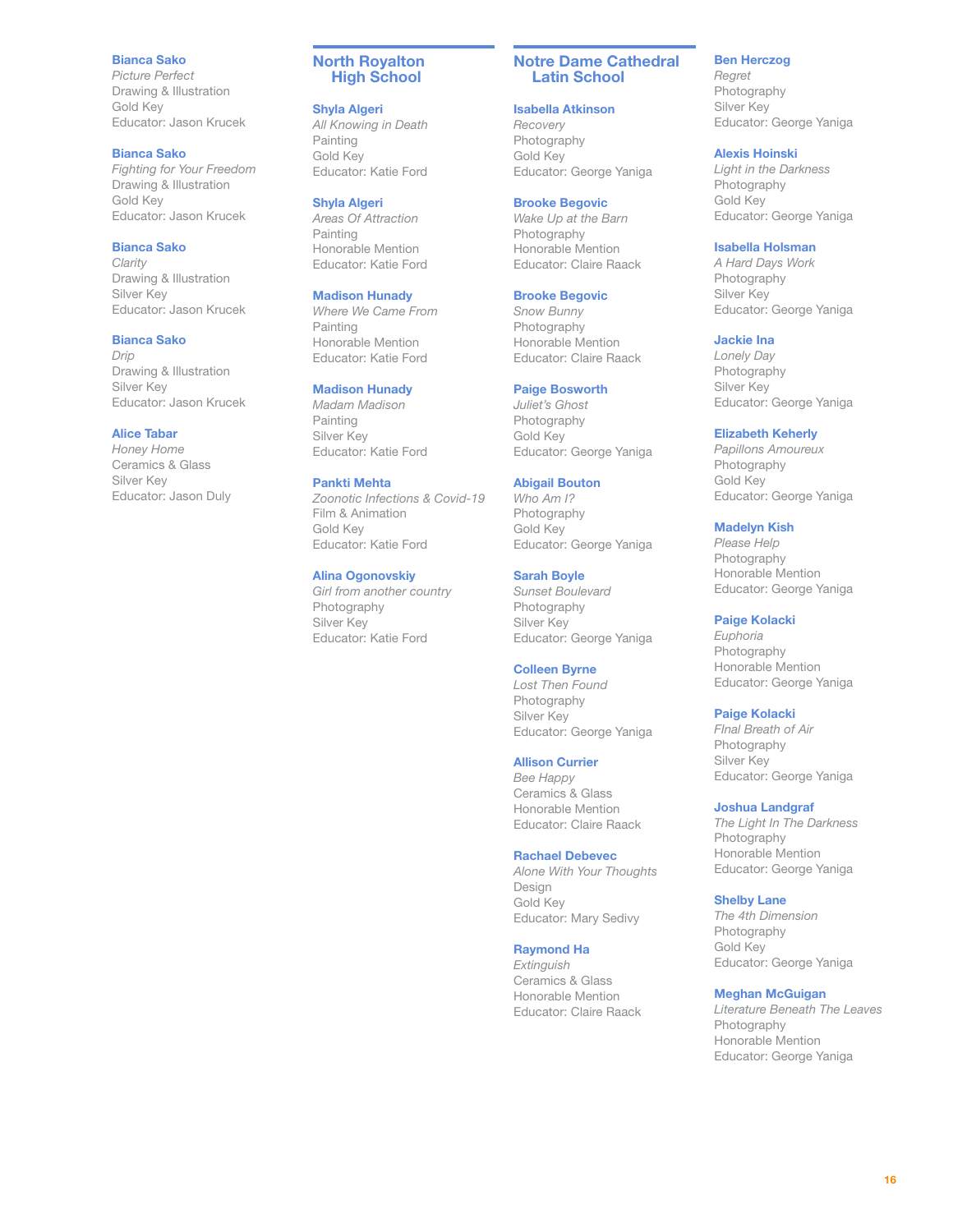**Bianca Sako**
*Picture Perfect*
Drawing & Illustration
Gold Key
Educator: Jason Krucek

**Bianca Sako**
*Fighting for Your Freedom*
Drawing & Illustration
Gold Key
Educator: Jason Krucek

**Bianca Sako**
*Clarity*
Drawing & Illustration
Silver Key
Educator: Jason Krucek

**Bianca Sako**
*Drip*
Drawing & Illustration
Silver Key
Educator: Jason Krucek

**Alice Tabar**
*Honey Home*
Ceramics & Glass
Silver Key
Educator: Jason Duly

## North Royalton High School

**Shyla Algeri**
*All Knowing in Death*
Painting
Gold Key
Educator: Katie Ford

**Shyla Algeri**
*Areas Of Attraction*
Painting
Honorable Mention
Educator: Katie Ford

**Madison Hunady**
*Where We Came From*
Painting
Honorable Mention
Educator: Katie Ford

**Madison Hunady**
*Madam Madison*
Painting
Silver Key
Educator: Katie Ford

**Pankti Mehta**
*Zoonotic Infections & Covid-19*
Film & Animation
Gold Key
Educator: Katie Ford

**Alina Ogonovskiy**
*Girl from another country*
Photography
Silver Key
Educator: Katie Ford

## Notre Dame Cathedral Latin School

**Isabella Atkinson**
*Recovery*
Photography
Gold Key
Educator: George Yaniga

**Brooke Begovic**
*Wake Up at the Barn*
Photography
Honorable Mention
Educator: Claire Raack

**Brooke Begovic**
*Snow Bunny*
Photography
Honorable Mention
Educator: Claire Raack

**Paige Bosworth**
*Juliet's Ghost*
Photography
Gold Key
Educator: George Yaniga

**Abigail Bouton**
*Who Am I?*
Photography
Gold Key
Educator: George Yaniga

**Sarah Boyle**
*Sunset Boulevard*
Photography
Silver Key
Educator: George Yaniga

**Colleen Byrne**
*Lost Then Found*
Photography
Silver Key
Educator: George Yaniga

**Allison Currier**
*Bee Happy*
Ceramics & Glass
Honorable Mention
Educator: Claire Raack

**Rachael Debevec**
*Alone With Your Thoughts*
Design
Gold Key
Educator: Mary Sedivy

**Raymond Ha**
*Extinguish*
Ceramics & Glass
Honorable Mention
Educator: Claire Raack

**Ben Herczog**
*Regret*
Photography
Silver Key
Educator: George Yaniga

**Alexis Hoinski**
*Light in the Darkness*
Photography
Gold Key
Educator: George Yaniga

**Isabella Holsman**
*A Hard Days Work*
Photography
Silver Key
Educator: George Yaniga

**Jackie Ina**
*Lonely Day*
Photography
Silver Key
Educator: George Yaniga

**Elizabeth Keherly**
*Papillons Amoureux*
Photography
Gold Key
Educator: George Yaniga

**Madelyn Kish**
*Please Help*
Photography
Honorable Mention
Educator: George Yaniga

**Paige Kolacki**
*Euphoria*
Photography
Honorable Mention
Educator: George Yaniga

**Paige Kolacki**
*FInal Breath of Air*
Photography
Silver Key
Educator: George Yaniga

**Joshua Landgraf**
*The Light In The Darkness*
Photography
Honorable Mention
Educator: George Yaniga

**Shelby Lane**
*The 4th Dimension*
Photography
Gold Key
Educator: George Yaniga

**Meghan McGuigan**
*Literature Beneath The Leaves*
Photography
Honorable Mention
Educator: George Yaniga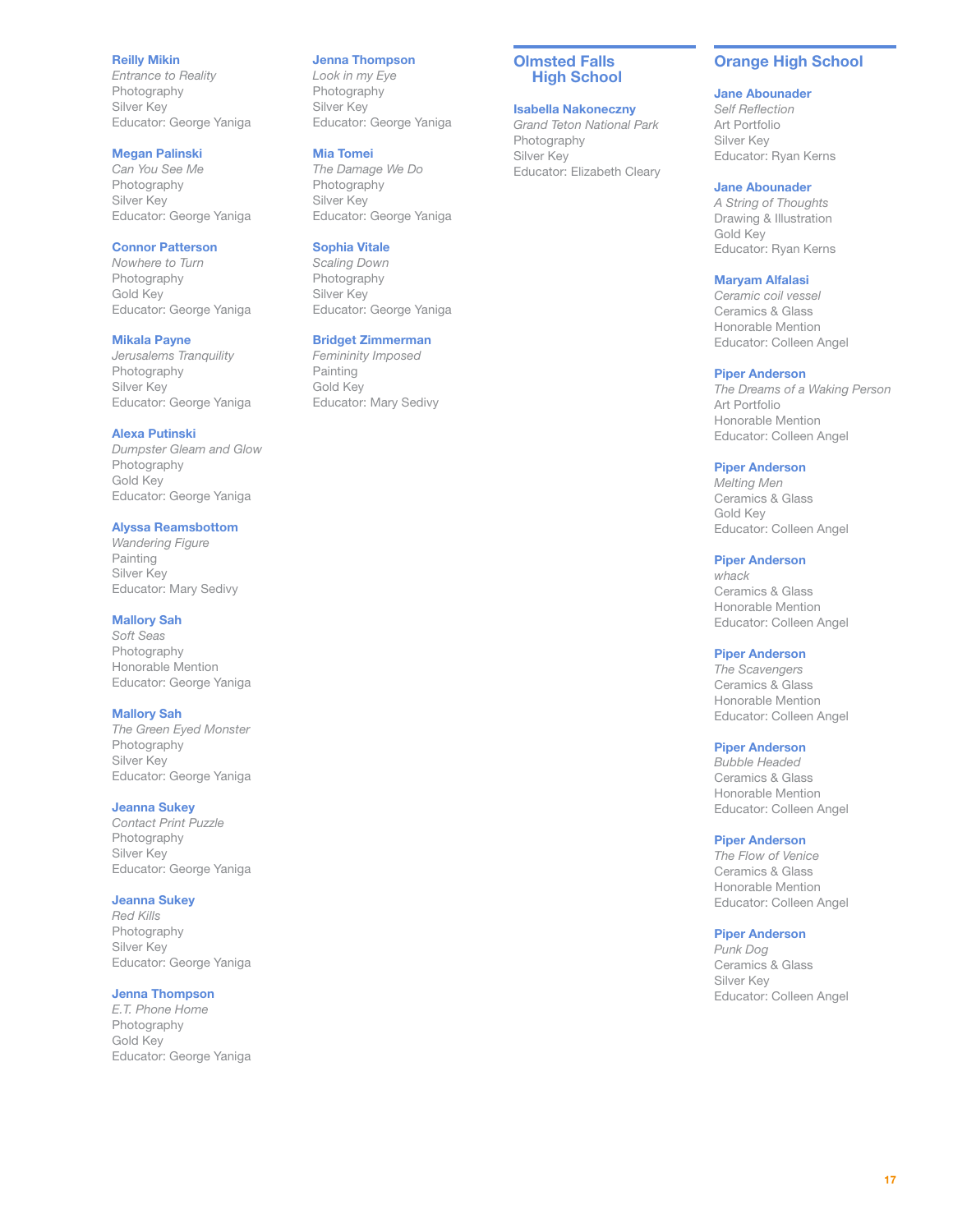**Reilly Mikin**
*Entrance to Reality*
Photography
Silver Key
Educator: George Yaniga

**Megan Palinski**
*Can You See Me*
Photography
Silver Key
Educator: George Yaniga

**Connor Patterson**
*Nowhere to Turn*
Photography
Gold Key
Educator: George Yaniga

**Mikala Payne**
*Jerusalems Tranquility*
Photography
Silver Key
Educator: George Yaniga

**Alexa Putinski**
*Dumpster Gleam and Glow*
Photography
Gold Key
Educator: George Yaniga

**Alyssa Reamsbottom**
*Wandering Figure*
Painting
Silver Key
Educator: Mary Sedivy

**Mallory Sah**
*Soft Seas*
Photography
Honorable Mention
Educator: George Yaniga

**Mallory Sah**
*The Green Eyed Monster*
Photography
Silver Key
Educator: George Yaniga

**Jeanna Sukey**
*Contact Print Puzzle*
Photography
Silver Key
Educator: George Yaniga

**Jeanna Sukey**
*Red Kills*
Photography
Silver Key
Educator: George Yaniga

**Jenna Thompson**
*E.T. Phone Home*
Photography
Gold Key
Educator: George Yaniga

**Jenna Thompson**
*Look in my Eye*
Photography
Silver Key
Educator: George Yaniga

**Mia Tomei**
*The Damage We Do*
Photography
Silver Key
Educator: George Yaniga

**Sophia Vitale**
*Scaling Down*
Photography
Silver Key
Educator: George Yaniga

**Bridget Zimmerman**
*Femininity Imposed*
Painting
Gold Key
Educator: Mary Sedivy

## Olmsted Falls High School

**Isabella Nakoneczny**
*Grand Teton National Park*
Photography
Silver Key
Educator: Elizabeth Cleary

## Orange High School

**Jane Abounader**
*Self Reflection*
Art Portfolio
Silver Key
Educator: Ryan Kerns

**Jane Abounader**
*A String of Thoughts*
Drawing & Illustration
Gold Key
Educator: Ryan Kerns

**Maryam Alfalasi**
*Ceramic coil vessel*
Ceramics & Glass
Honorable Mention
Educator: Colleen Angel

**Piper Anderson**
*The Dreams of a Waking Person*
Art Portfolio
Honorable Mention
Educator: Colleen Angel

**Piper Anderson**
*Melting Men*
Ceramics & Glass
Gold Key
Educator: Colleen Angel

**Piper Anderson**
*whack*
Ceramics & Glass
Honorable Mention
Educator: Colleen Angel

**Piper Anderson**
*The Scavengers*
Ceramics & Glass
Honorable Mention
Educator: Colleen Angel

**Piper Anderson**
*Bubble Headed*
Ceramics & Glass
Honorable Mention
Educator: Colleen Angel

**Piper Anderson**
*The Flow of Venice*
Ceramics & Glass
Honorable Mention
Educator: Colleen Angel

**Piper Anderson**
*Punk Dog*
Ceramics & Glass
Silver Key
Educator: Colleen Angel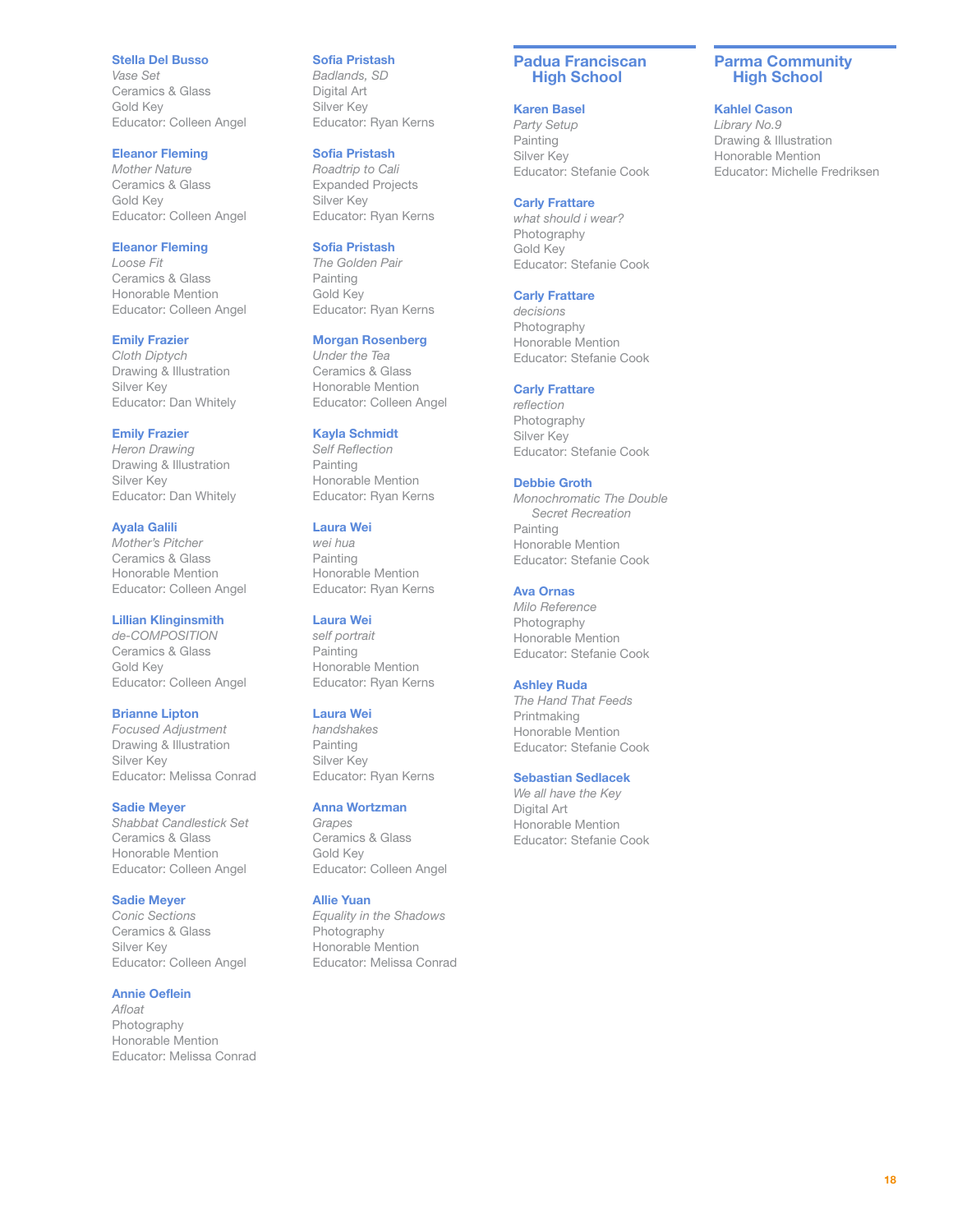**Stella Del Busso**
*Vase Set*
Ceramics & Glass
Gold Key
Educator: Colleen Angel

**Eleanor Fleming**
*Mother Nature*
Ceramics & Glass
Gold Key
Educator: Colleen Angel

**Eleanor Fleming**
*Loose Fit*
Ceramics & Glass
Honorable Mention
Educator: Colleen Angel

**Emily Frazier**
*Cloth Diptych*
Drawing & Illustration
Silver Key
Educator: Dan Whitely

**Emily Frazier**
*Heron Drawing*
Drawing & Illustration
Silver Key
Educator: Dan Whitely

**Ayala Galili**
*Mother's Pitcher*
Ceramics & Glass
Honorable Mention
Educator: Colleen Angel

**Lillian Klinginsmith**
*de-COMPOSITION*
Ceramics & Glass
Gold Key
Educator: Colleen Angel

**Brianne Lipton**
*Focused Adjustment*
Drawing & Illustration
Silver Key
Educator: Melissa Conrad

**Sadie Meyer**
*Shabbat Candlestick Set*
Ceramics & Glass
Honorable Mention
Educator: Colleen Angel

**Sadie Meyer**
*Conic Sections*
Ceramics & Glass
Silver Key
Educator: Colleen Angel

**Annie Oeflein**
*Afloat*
Photography
Honorable Mention
Educator: Melissa Conrad

**Sofia Pristash**
*Badlands, SD*
Digital Art
Silver Key
Educator: Ryan Kerns

**Sofia Pristash**
*Roadtrip to Cali*
Expanded Projects
Silver Key
Educator: Ryan Kerns

**Sofia Pristash**
*The Golden Pair*
Painting
Gold Key
Educator: Ryan Kerns

**Morgan Rosenberg**
*Under the Tea*
Ceramics & Glass
Honorable Mention
Educator: Colleen Angel

**Kayla Schmidt**
*Self Reflection*
Painting
Honorable Mention
Educator: Ryan Kerns

**Laura Wei**
*wei hua*
Painting
Honorable Mention
Educator: Ryan Kerns

**Laura Wei**
*self portrait*
Painting
Honorable Mention
Educator: Ryan Kerns

**Laura Wei**
*handshakes*
Painting
Silver Key
Educator: Ryan Kerns

**Anna Wortzman**
*Grapes*
Ceramics & Glass
Gold Key
Educator: Colleen Angel

**Allie Yuan**
*Equality in the Shadows*
Photography
Honorable Mention
Educator: Melissa Conrad

## Padua Franciscan High School

**Karen Basel**
*Party Setup*
Painting
Silver Key
Educator: Stefanie Cook

**Carly Frattare**
*what should i wear?*
Photography
Gold Key
Educator: Stefanie Cook

**Carly Frattare**
*decisions*
Photography
Honorable Mention
Educator: Stefanie Cook

**Carly Frattare**
*reflection*
Photography
Silver Key
Educator: Stefanie Cook

**Debbie Groth**
*Monochromatic The Double Secret Recreation*
Painting
Honorable Mention
Educator: Stefanie Cook

**Ava Ornas**
*Milo Reference*
Photography
Honorable Mention
Educator: Stefanie Cook

**Ashley Ruda**
*The Hand That Feeds*
Printmaking
Honorable Mention
Educator: Stefanie Cook

**Sebastian Sedlacek**
*We all have the Key*
Digital Art
Honorable Mention
Educator: Stefanie Cook

## Parma Community High School

**Kahlel Cason**
*Library No.9*
Drawing & Illustration
Honorable Mention
Educator: Michelle Fredriksen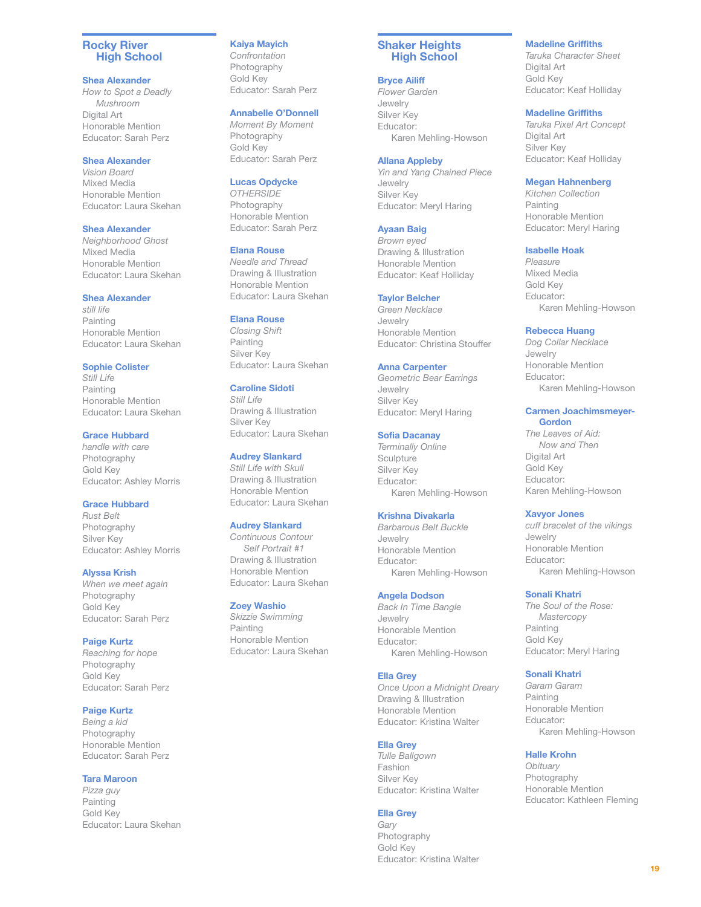## Rocky River High School

**Shea Alexander**
*How to Spot a Deadly Mushroom*
Digital Art
Honorable Mention
Educator: Sarah Perz

**Shea Alexander**
*Vision Board*
Mixed Media
Honorable Mention
Educator: Laura Skehan

**Shea Alexander**
*Neighborhood Ghost*
Mixed Media
Honorable Mention
Educator: Laura Skehan

**Shea Alexander**
*still life*
Painting
Honorable Mention
Educator: Laura Skehan

**Sophie Colister**
*Still Life*
Painting
Honorable Mention
Educator: Laura Skehan

**Grace Hubbard**
*handle with care*
Photography
Gold Key
Educator: Ashley Morris

**Grace Hubbard**
*Rust Belt*
Photography
Silver Key
Educator: Ashley Morris

**Alyssa Krish**
*When we meet again*
Photography
Gold Key
Educator: Sarah Perz

**Paige Kurtz**
*Reaching for hope*
Photography
Gold Key
Educator: Sarah Perz

**Paige Kurtz**
*Being a kid*
Photography
Honorable Mention
Educator: Sarah Perz

**Tara Maroon**
*Pizza guy*
Painting
Gold Key
Educator: Laura Skehan

**Kaiya Mayich**
*Confrontation*
Photography
Gold Key
Educator: Sarah Perz

**Annabelle O'Donnell**
*Moment By Moment*
Photography
Gold Key
Educator: Sarah Perz

**Lucas Opdycke**
*OTHERSIDE*
Photography
Honorable Mention
Educator: Sarah Perz

**Elana Rouse**
*Needle and Thread*
Drawing & Illustration
Honorable Mention
Educator: Laura Skehan

**Elana Rouse**
*Closing Shift*
Painting
Silver Key
Educator: Laura Skehan

**Caroline Sidoti**
*Still Life*
Drawing & Illustration
Silver Key
Educator: Laura Skehan

**Audrey Slankard**
*Still Life with Skull*
Drawing & Illustration
Honorable Mention
Educator: Laura Skehan

**Audrey Slankard**
*Continuous Contour Self Portrait #1*
Drawing & Illustration
Honorable Mention
Educator: Laura Skehan

**Zoey Washio**
*Skizzie Swimming*
Painting
Honorable Mention
Educator: Laura Skehan

## Shaker Heights High School

**Bryce Ailiff**
*Flower Garden*
Jewelry
Silver Key
Educator: Karen Mehling-Howson

**Allana Appleby**
*Yin and Yang Chained Piece*
Jewelry
Silver Key
Educator: Meryl Haring

**Ayaan Baig**
*Brown eyed*
Drawing & Illustration
Honorable Mention
Educator: Keaf Holliday

**Taylor Belcher**
*Green Necklace*
Jewelry
Honorable Mention
Educator: Christina Stouffer

**Anna Carpenter**
*Geometric Bear Earrings*
Jewelry
Silver Key
Educator: Meryl Haring

**Sofia Dacanay**
*Terminally Online*
Sculpture
Silver Key
Educator: Karen Mehling-Howson

**Krishna Divakarla**
*Barbarous Belt Buckle*
Jewelry
Honorable Mention
Educator: Karen Mehling-Howson

**Angela Dodson**
*Back In Time Bangle*
Jewelry
Honorable Mention
Educator: Karen Mehling-Howson

**Ella Grey**
*Once Upon a Midnight Dreary*
Drawing & Illustration
Honorable Mention
Educator: Kristina Walter

**Ella Grey**
*Tulle Ballgown*
Fashion
Silver Key
Educator: Kristina Walter

**Ella Grey**
*Gary*
Photography
Gold Key
Educator: Kristina Walter

**Madeline Griffiths**
*Taruka Character Sheet*
Digital Art
Gold Key
Educator: Keaf Holliday

**Madeline Griffiths**
*Taruka Pixel Art Concept*
Digital Art
Silver Key
Educator: Keaf Holliday

**Megan Hahnenberg**
*Kitchen Collection*
Painting
Honorable Mention
Educator: Meryl Haring

**Isabelle Hoak**
*Pleasure*
Mixed Media
Gold Key
Educator: Karen Mehling-Howson

**Rebecca Huang**
*Dog Collar Necklace*
Jewelry
Honorable Mention
Educator: Karen Mehling-Howson

**Carmen Joachimsmeyer-Gordon**
*The Leaves of Aid: Now and Then*
Digital Art
Gold Key
Educator: Karen Mehling-Howson

**Xavyor Jones**
*cuff bracelet of the vikings*
Jewelry
Honorable Mention
Educator: Karen Mehling-Howson

**Sonali Khatri**
*The Soul of the Rose: Mastercopy*
Painting
Gold Key
Educator: Meryl Haring

**Sonali Khatri**
*Garam Garam*
Painting
Honorable Mention
Educator: Karen Mehling-Howson

**Halle Krohn**
*Obituary*
Photography
Honorable Mention
Educator: Kathleen Fleming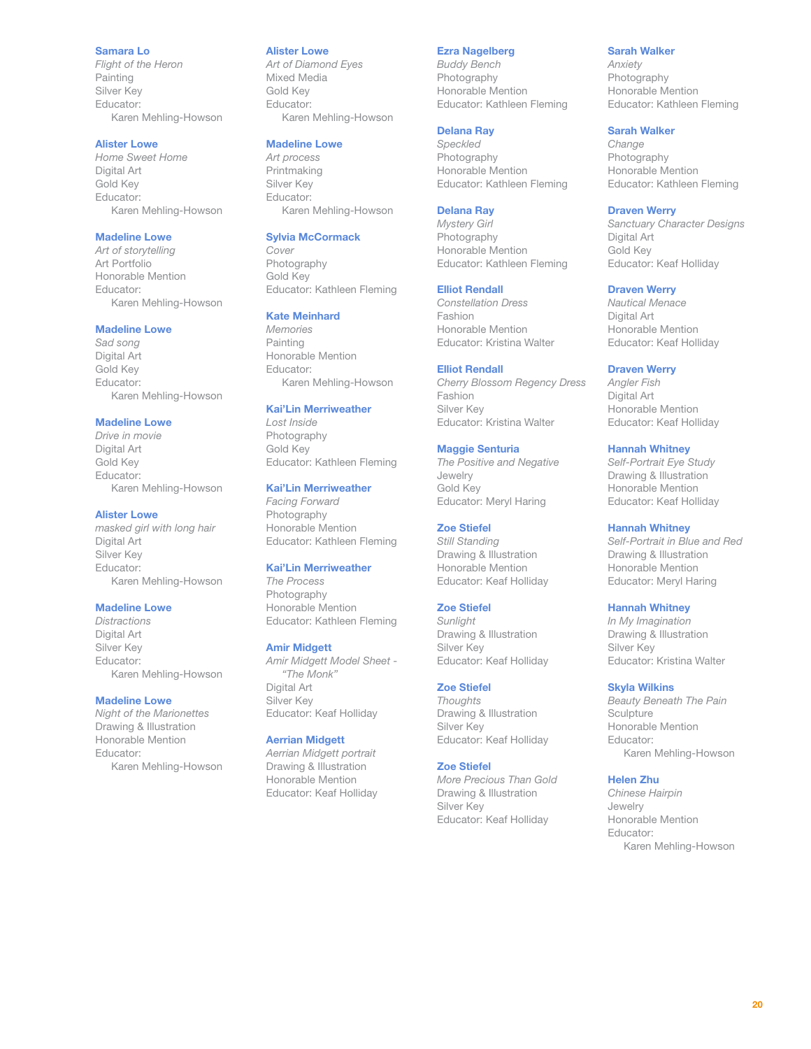**Samara Lo**
*Flight of the Heron*
Painting
Silver Key
Educator:
Karen Mehling-Howson

**Alister Lowe**
*Home Sweet Home*
Digital Art
Gold Key
Educator:
Karen Mehling-Howson

**Madeline Lowe**
*Art of storytelling*
Art Portfolio
Honorable Mention
Educator:
Karen Mehling-Howson

**Madeline Lowe**
*Sad song*
Digital Art
Gold Key
Educator:
Karen Mehling-Howson

**Madeline Lowe**
*Drive in movie*
Digital Art
Gold Key
Educator:
Karen Mehling-Howson

**Alister Lowe**
*masked girl with long hair*
Digital Art
Silver Key
Educator:
Karen Mehling-Howson

**Madeline Lowe**
*Distractions*
Digital Art
Silver Key
Educator:
Karen Mehling-Howson

**Madeline Lowe**
*Night of the Marionettes*
Drawing & Illustration
Honorable Mention
Educator:
Karen Mehling-Howson

**Alister Lowe**
*Art of Diamond Eyes*
Mixed Media
Gold Key
Educator:
Karen Mehling-Howson

**Madeline Lowe**
*Art process*
Printmaking
Silver Key
Educator:
Karen Mehling-Howson

**Sylvia McCormack**
*Cover*
Photography
Gold Key
Educator: Kathleen Fleming

**Kate Meinhard**
*Memories*
Painting
Honorable Mention
Educator:
Karen Mehling-Howson

**Kai'Lin Merriweather**
*Lost Inside*
Photography
Gold Key
Educator: Kathleen Fleming

**Kai'Lin Merriweather**
*Facing Forward*
Photography
Honorable Mention
Educator: Kathleen Fleming

**Kai'Lin Merriweather**
*The Process*
Photography
Honorable Mention
Educator: Kathleen Fleming

**Amir Midgett**
*Amir Midgett Model Sheet - "The Monk"*
Digital Art
Silver Key
Educator: Keaf Holliday

**Aerrian Midgett**
*Aerrian Midgett portrait*
Drawing & Illustration
Honorable Mention
Educator: Keaf Holliday

**Ezra Nagelberg**
*Buddy Bench*
Photography
Honorable Mention
Educator: Kathleen Fleming

**Delana Ray**
*Speckled*
Photography
Honorable Mention
Educator: Kathleen Fleming

**Delana Ray**
*Mystery Girl*
Photography
Honorable Mention
Educator: Kathleen Fleming

**Elliot Rendall**
*Constellation Dress*
Fashion
Honorable Mention
Educator: Kristina Walter

**Elliot Rendall**
*Cherry Blossom Regency Dress*
Fashion
Silver Key
Educator: Kristina Walter

**Maggie Senturia**
*The Positive and Negative*
Jewelry
Gold Key
Educator: Meryl Haring

**Zoe Stiefel**
*Still Standing*
Drawing & Illustration
Honorable Mention
Educator: Keaf Holliday

**Zoe Stiefel**
*Sunlight*
Drawing & Illustration
Silver Key
Educator: Keaf Holliday

**Zoe Stiefel**
*Thoughts*
Drawing & Illustration
Silver Key
Educator: Keaf Holliday

**Zoe Stiefel**
*More Precious Than Gold*
Drawing & Illustration
Silver Key
Educator: Keaf Holliday

**Sarah Walker**
*Anxiety*
Photography
Honorable Mention
Educator: Kathleen Fleming

**Sarah Walker**
*Change*
Photography
Honorable Mention
Educator: Kathleen Fleming

**Draven Werry**
*Sanctuary Character Designs*
Digital Art
Gold Key
Educator: Keaf Holliday

**Draven Werry**
*Nautical Menace*
Digital Art
Honorable Mention
Educator: Keaf Holliday

**Draven Werry**
*Angler Fish*
Digital Art
Honorable Mention
Educator: Keaf Holliday

**Hannah Whitney**
*Self-Portrait Eye Study*
Drawing & Illustration
Honorable Mention
Educator: Keaf Holliday

**Hannah Whitney**
*Self-Portrait in Blue and Red*
Drawing & Illustration
Honorable Mention
Educator: Meryl Haring

**Hannah Whitney**
*In My Imagination*
Drawing & Illustration
Silver Key
Educator: Kristina Walter

**Skyla Wilkins**
*Beauty Beneath The Pain*
Sculpture
Honorable Mention
Educator:
Karen Mehling-Howson

**Helen Zhu**
*Chinese Hairpin*
Jewelry
Honorable Mention
Educator:
Karen Mehling-Howson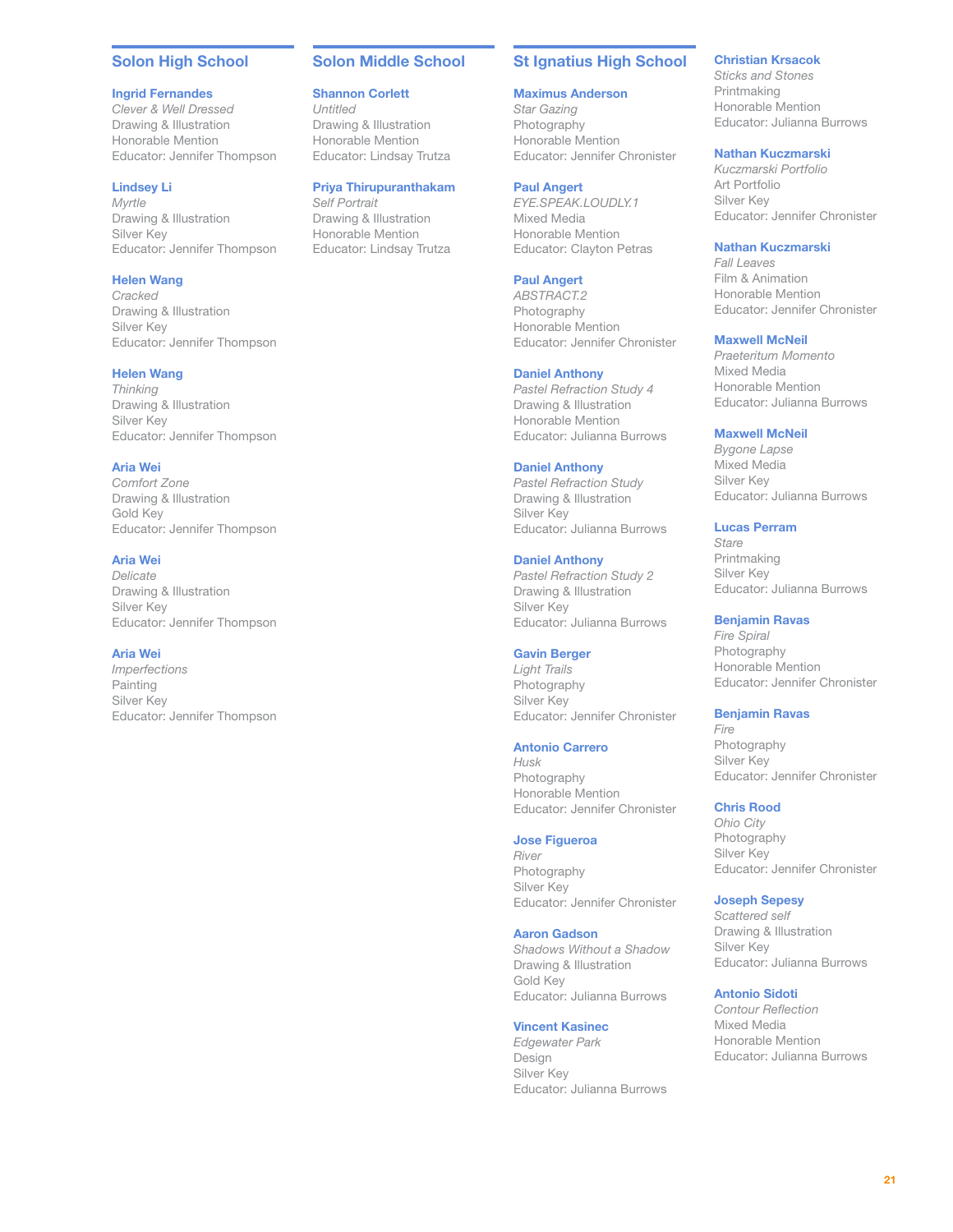## Solon High School

**Ingrid Fernandes**
*Clever & Well Dressed*
Drawing & Illustration
Honorable Mention
Educator: Jennifer Thompson

**Lindsey Li**
*Myrtle*
Drawing & Illustration
Silver Key
Educator: Jennifer Thompson

**Helen Wang**
*Cracked*
Drawing & Illustration
Silver Key
Educator: Jennifer Thompson

**Helen Wang**
*Thinking*
Drawing & Illustration
Silver Key
Educator: Jennifer Thompson

**Aria Wei**
*Comfort Zone*
Drawing & Illustration
Gold Key
Educator: Jennifer Thompson

**Aria Wei**
*Delicate*
Drawing & Illustration
Silver Key
Educator: Jennifer Thompson

**Aria Wei**
*Imperfections*
Painting
Silver Key
Educator: Jennifer Thompson

## Solon Middle School

**Shannon Corlett**
*Untitled*
Drawing & Illustration
Honorable Mention
Educator: Lindsay Trutza

**Priya Thirupuranthakam**
*Self Portrait*
Drawing & Illustration
Honorable Mention
Educator: Lindsay Trutza

## St Ignatius High School

**Maximus Anderson**
*Star Gazing*
Photography
Honorable Mention
Educator: Jennifer Chronister

**Paul Angert**
*EYE.SPEAK.LOUDLY.1*
Mixed Media
Honorable Mention
Educator: Clayton Petras

**Paul Angert**
*ABSTRACT.2*
Photography
Honorable Mention
Educator: Jennifer Chronister

**Daniel Anthony**
*Pastel Refraction Study 4*
Drawing & Illustration
Honorable Mention
Educator: Julianna Burrows

**Daniel Anthony**
*Pastel Refraction Study*
Drawing & Illustration
Silver Key
Educator: Julianna Burrows

**Daniel Anthony**
*Pastel Refraction Study 2*
Drawing & Illustration
Silver Key
Educator: Julianna Burrows

**Gavin Berger**
*Light Trails*
Photography
Silver Key
Educator: Jennifer Chronister

**Antonio Carrero**
*Husk*
Photography
Honorable Mention
Educator: Jennifer Chronister

**Jose Figueroa**
*River*
Photography
Silver Key
Educator: Jennifer Chronister

**Aaron Gadson**
*Shadows Without a Shadow*
Drawing & Illustration
Gold Key
Educator: Julianna Burrows

**Vincent Kasinec**
*Edgewater Park*
Design
Silver Key
Educator: Julianna Burrows

**Christian Krsacok**
*Sticks and Stones*
Printmaking
Honorable Mention
Educator: Julianna Burrows

**Nathan Kuczmarski**
*Kuczmarski Portfolio*
Art Portfolio
Silver Key
Educator: Jennifer Chronister

**Nathan Kuczmarski**
*Fall Leaves*
Film & Animation
Honorable Mention
Educator: Jennifer Chronister

**Maxwell McNeil**
*Praeteritum Momento*
Mixed Media
Honorable Mention
Educator: Julianna Burrows

**Maxwell McNeil**
*Bygone Lapse*
Mixed Media
Silver Key
Educator: Julianna Burrows

**Lucas Perram**
*Stare*
Printmaking
Silver Key
Educator: Julianna Burrows

**Benjamin Ravas**
*Fire Spiral*
Photography
Honorable Mention
Educator: Jennifer Chronister

**Benjamin Ravas**
*Fire*
Photography
Silver Key
Educator: Jennifer Chronister

**Chris Rood**
*Ohio City*
Photography
Silver Key
Educator: Jennifer Chronister

**Joseph Sepesy**
*Scattered self*
Drawing & Illustration
Silver Key
Educator: Julianna Burrows

**Antonio Sidoti**
*Contour Reflection*
Mixed Media
Honorable Mention
Educator: Julianna Burrows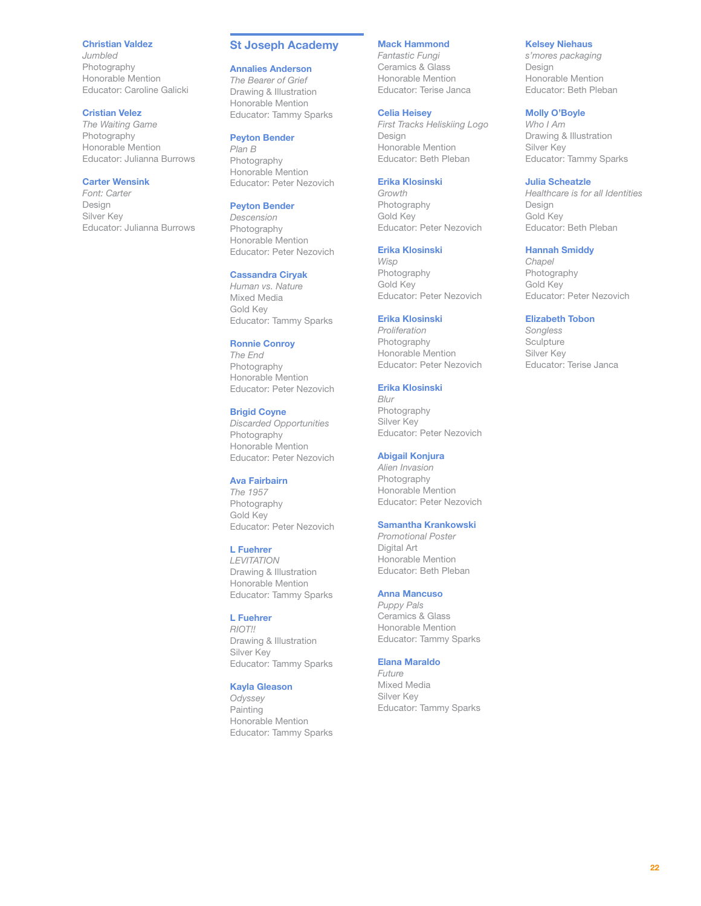**Christian Valdez**
*Jumbled*
Photography
Honorable Mention
Educator: Caroline Galicki

**Cristian Velez**
*The Waiting Game*
Photography
Honorable Mention
Educator: Julianna Burrows

**Carter Wensink**
*Font: Carter*
Design
Silver Key
Educator: Julianna Burrows

## St Joseph Academy

**Annalies Anderson**
*The Bearer of Grief*
Drawing & Illustration
Honorable Mention
Educator: Tammy Sparks

**Peyton Bender**
*Plan B*
Photography
Honorable Mention
Educator: Peter Nezovich

**Peyton Bender**
*Descension*
Photography
Honorable Mention
Educator: Peter Nezovich

**Cassandra Ciryak**
*Human vs. Nature*
Mixed Media
Gold Key
Educator: Tammy Sparks

**Ronnie Conroy**
*The End*
Photography
Honorable Mention
Educator: Peter Nezovich

**Brigid Coyne**
*Discarded Opportunities*
Photography
Honorable Mention
Educator: Peter Nezovich

**Ava Fairbairn**
*The 1957*
Photography
Gold Key
Educator: Peter Nezovich

**L Fuehrer**
*LEVITATION*
Drawing & Illustration
Honorable Mention
Educator: Tammy Sparks

**L Fuehrer**
*RIOT!!*
Drawing & Illustration
Silver Key
Educator: Tammy Sparks

**Kayla Gleason**
*Odyssey*
Painting
Honorable Mention
Educator: Tammy Sparks

**Mack Hammond**
*Fantastic Fungi*
Ceramics & Glass
Honorable Mention
Educator: Terise Janca

**Celia Heisey**
*First Tracks Heliskiing Logo*
Design
Honorable Mention
Educator: Beth Pleban

**Erika Klosinski**
*Growth*
Photography
Gold Key
Educator: Peter Nezovich

**Erika Klosinski**
*Wisp*
Photography
Gold Key
Educator: Peter Nezovich

**Erika Klosinski**
*Proliferation*
Photography
Honorable Mention
Educator: Peter Nezovich

**Erika Klosinski**
*Blur*
Photography
Silver Key
Educator: Peter Nezovich

**Abigail Konjura**
*Alien Invasion*
Photography
Honorable Mention
Educator: Peter Nezovich

**Samantha Krankowski**
*Promotional Poster*
Digital Art
Honorable Mention
Educator: Beth Pleban

**Anna Mancuso**
*Puppy Pals*
Ceramics & Glass
Honorable Mention
Educator: Tammy Sparks

**Elana Maraldo**
*Future*
Mixed Media
Silver Key
Educator: Tammy Sparks

**Kelsey Niehaus**
*s'mores packaging*
Design
Honorable Mention
Educator: Beth Pleban

**Molly O'Boyle**
*Who I Am*
Drawing & Illustration
Silver Key
Educator: Tammy Sparks

**Julia Scheatzle**
*Healthcare is for all Identities*
Design
Gold Key
Educator: Beth Pleban

**Hannah Smiddy**
*Chapel*
Photography
Gold Key
Educator: Peter Nezovich

**Elizabeth Tobon**
*Songless*
Sculpture
Silver Key
Educator: Terise Janca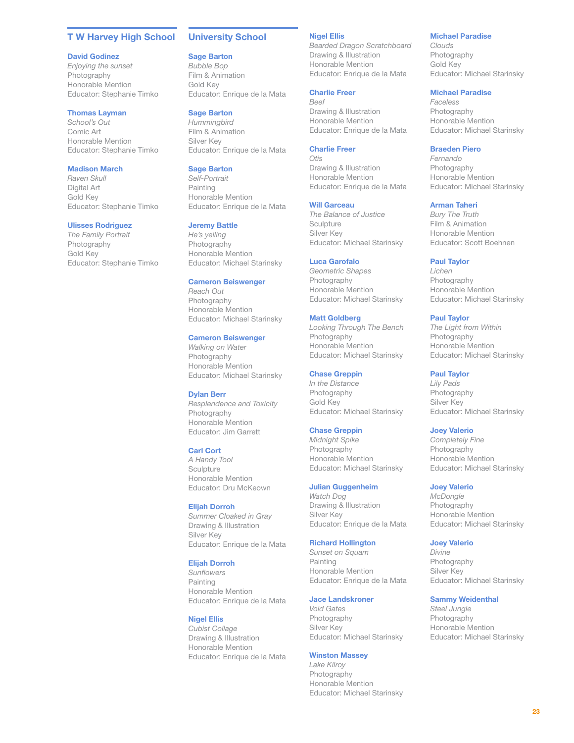## T W Harvey High School

**David Godinez**
*Enjoying the sunset*
Photography
Honorable Mention
Educator: Stephanie Timko

**Thomas Layman**
*School's Out*
Comic Art
Honorable Mention
Educator: Stephanie Timko

**Madison March**
*Raven Skull*
Digital Art
Gold Key
Educator: Stephanie Timko

**Ulisses Rodriguez**
*The Family Portrait*
Photography
Gold Key
Educator: Stephanie Timko

## University School

**Sage Barton**
*Bubble Bop*
Film & Animation
Gold Key
Educator: Enrique de la Mata

**Sage Barton**
*Hummingbird*
Film & Animation
Silver Key
Educator: Enrique de la Mata

**Sage Barton**
*Self-Portrait*
Painting
Honorable Mention
Educator: Enrique de la Mata

**Jeremy Battle**
*He's yelling*
Photography
Honorable Mention
Educator: Michael Starinsky

**Cameron Beiswenger**
*Reach Out*
Photography
Honorable Mention
Educator: Michael Starinsky

**Cameron Beiswenger**
*Walking on Water*
Photography
Honorable Mention
Educator: Michael Starinsky

**Dylan Berr**
*Resplendence and Toxicity*
Photography
Honorable Mention
Educator: Jim Garrett

**Carl Cort**
*A Handy Tool*
Sculpture
Honorable Mention
Educator: Dru McKeown

**Elijah Dorroh**
*Summer Cloaked in Gray*
Drawing & Illustration
Silver Key
Educator: Enrique de la Mata

**Elijah Dorroh**
*Sunflowers*
Painting
Honorable Mention
Educator: Enrique de la Mata

**Nigel Ellis**
*Cubist Collage*
Drawing & Illustration
Honorable Mention
Educator: Enrique de la Mata

**Nigel Ellis**
*Bearded Dragon Scratchboard*
Drawing & Illustration
Honorable Mention
Educator: Enrique de la Mata

**Charlie Freer**
*Beef*
Drawing & Illustration
Honorable Mention
Educator: Enrique de la Mata

**Charlie Freer**
*Otis*
Drawing & Illustration
Honorable Mention
Educator: Enrique de la Mata

**Will Garceau**
*The Balance of Justice*
Sculpture
Silver Key
Educator: Michael Starinsky

**Luca Garofalo**
*Geometric Shapes*
Photography
Honorable Mention
Educator: Michael Starinsky

**Matt Goldberg**
*Looking Through The Bench*
Photography
Honorable Mention
Educator: Michael Starinsky

**Chase Greppin**
*In the Distance*
Photography
Gold Key
Educator: Michael Starinsky

**Chase Greppin**
*Midnight Spike*
Photography
Honorable Mention
Educator: Michael Starinsky

**Julian Guggenheim**
*Watch Dog*
Drawing & Illustration
Silver Key
Educator: Enrique de la Mata

**Richard Hollington**
*Sunset on Squam*
Painting
Honorable Mention
Educator: Enrique de la Mata

**Jace Landskroner**
*Void Gates*
Photography
Silver Key
Educator: Michael Starinsky

**Winston Massey**
*Lake Kilroy*
Photography
Honorable Mention
Educator: Michael Starinsky

**Michael Paradise**
*Clouds*
Photography
Gold Key
Educator: Michael Starinsky

**Michael Paradise**
*Faceless*
Photography
Honorable Mention
Educator: Michael Starinsky

**Braeden Piero**
*Fernando*
Photography
Honorable Mention
Educator: Michael Starinsky

**Arman Taheri**
*Bury The Truth*
Film & Animation
Honorable Mention
Educator: Scott Boehnen

**Paul Taylor**
*Lichen*
Photography
Honorable Mention
Educator: Michael Starinsky

**Paul Taylor**
*The Light from Within*
Photography
Honorable Mention
Educator: Michael Starinsky

**Paul Taylor**
*Lily Pads*
Photography
Silver Key
Educator: Michael Starinsky

**Joey Valerio**
*Completely Fine*
Photography
Honorable Mention
Educator: Michael Starinsky

**Joey Valerio**
*McDongle*
Photography
Honorable Mention
Educator: Michael Starinsky

**Joey Valerio**
*Divine*
Photography
Silver Key
Educator: Michael Starinsky

**Sammy Weidenthal**
*Steel Jungle*
Photography
Honorable Mention
Educator: Michael Starinsky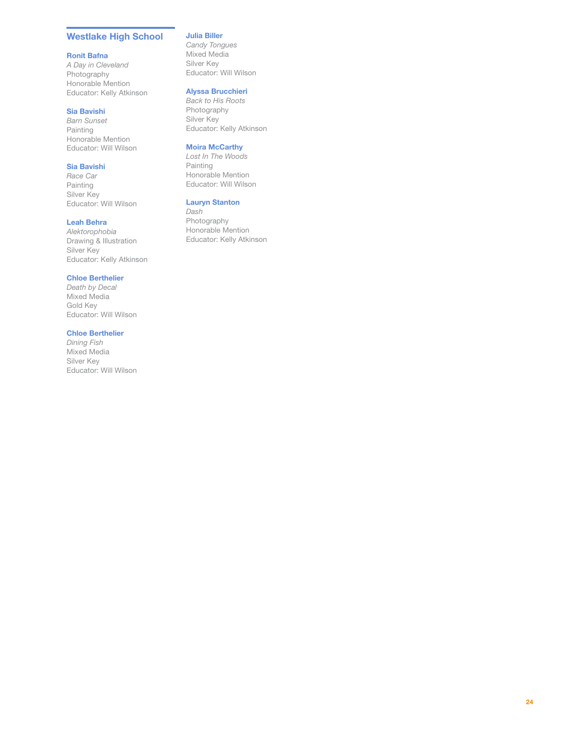## Westlake High School

**Ronit Bafna**
*A Day in Cleveland*
Photography
Honorable Mention
Educator: Kelly Atkinson

**Sia Bavishi**
*Barn Sunset*
Painting
Honorable Mention
Educator: Will Wilson

**Sia Bavishi**
*Race Car*
Painting
Silver Key
Educator: Will Wilson

**Leah Behra**
*Alektorophobia*
Drawing & Illustration
Silver Key
Educator: Kelly Atkinson

**Chloe Berthelier**
*Death by Decal*
Mixed Media
Gold Key
Educator: Will Wilson

**Chloe Berthelier**
*Dining Fish*
Mixed Media
Silver Key
Educator: Will Wilson

**Julia Biller**
*Candy Tongues*
Mixed Media
Silver Key
Educator: Will Wilson

**Alyssa Bruchieri**
*Back to His Roots*
Photography
Silver Key
Educator: Kelly Atkinson

**Moira McCarthy**
*Lost In The Woods*
Painting
Honorable Mention
Educator: Will Wilson

**Lauryn Stanton**
*Dash*
Photography
Honorable Mention
Educator: Kelly Atkinson